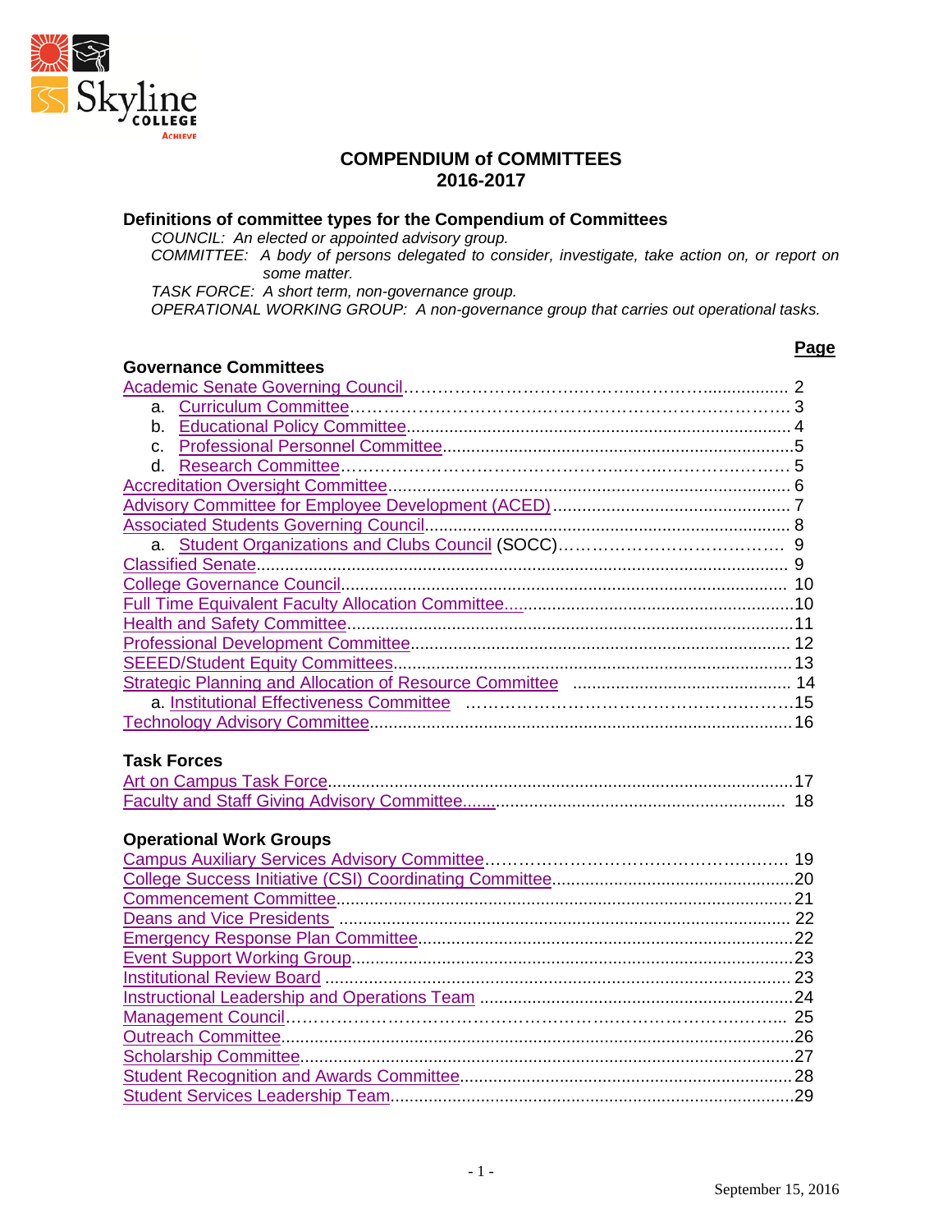# COMPENDIUM of COMMITTEES
## 2016-2017

### Definitions of committee types for the Compendium of Committees

*COUNCIL: An elected or appointed advisory group.*
*COMMITTEE: A body of persons delegated to consider, investigate, take action on, or report on some matter.*
*TASK FORCE: A short term, non-governance group.*
*OPERATIONAL WORKING GROUP: A non-governance group that carries out operational tasks.*

| | **Page** |
|---|---|
| **Governance Committees** | |
| Academic Senate Governing Council | 2 |
| a. Curriculum Committee | 3 |
| b. Educational Policy Committee | 4 |
| c. Professional Personnel Committee | 5 |
| d. Research Committee | 5 |
| Accreditation Oversight Committee | 6 |
| Advisory Committee for Employee Development (ACED) | 7 |
| Associated Students Governing Council | 8 |
| a. Student Organizations and Clubs Council (SOCC) | 9 |
| Classified Senate | 9 |
| College Governance Council | 10 |
| Full Time Equivalent Faculty Allocation Committee | 10 |
| Health and Safety Committee | 11 |
| Professional Development Committee | 12 |
| SEEED/Student Equity Committees | 13 |
| Strategic Planning and Allocation of Resource Committee | 14 |
| a. Institutional Effectiveness Committee | 15 |
| Technology Advisory Committee | 16 |
| **Task Forces** | |
| Art on Campus Task Force | 17 |
| Faculty and Staff Giving Advisory Committee | 18 |
| **Operational Work Groups** | |
| Campus Auxiliary Services Advisory Committee | 19 |
| College Success Initiative (CSI) Coordinating Committee | 20 |
| Commencement Committee | 21 |
| Deans and Vice Presidents | 22 |
| Emergency Response Plan Committee | 22 |
| Event Support Working Group | 23 |
| Institutional Review Board | 23 |
| Instructional Leadership and Operations Team | 24 |
| Management Council | 25 |
| Outreach Committee | 26 |
| Scholarship Committee | 27 |
| Student Recognition and Awards Committee | 28 |
| Student Services Leadership Team | 29 |

September 15, 2016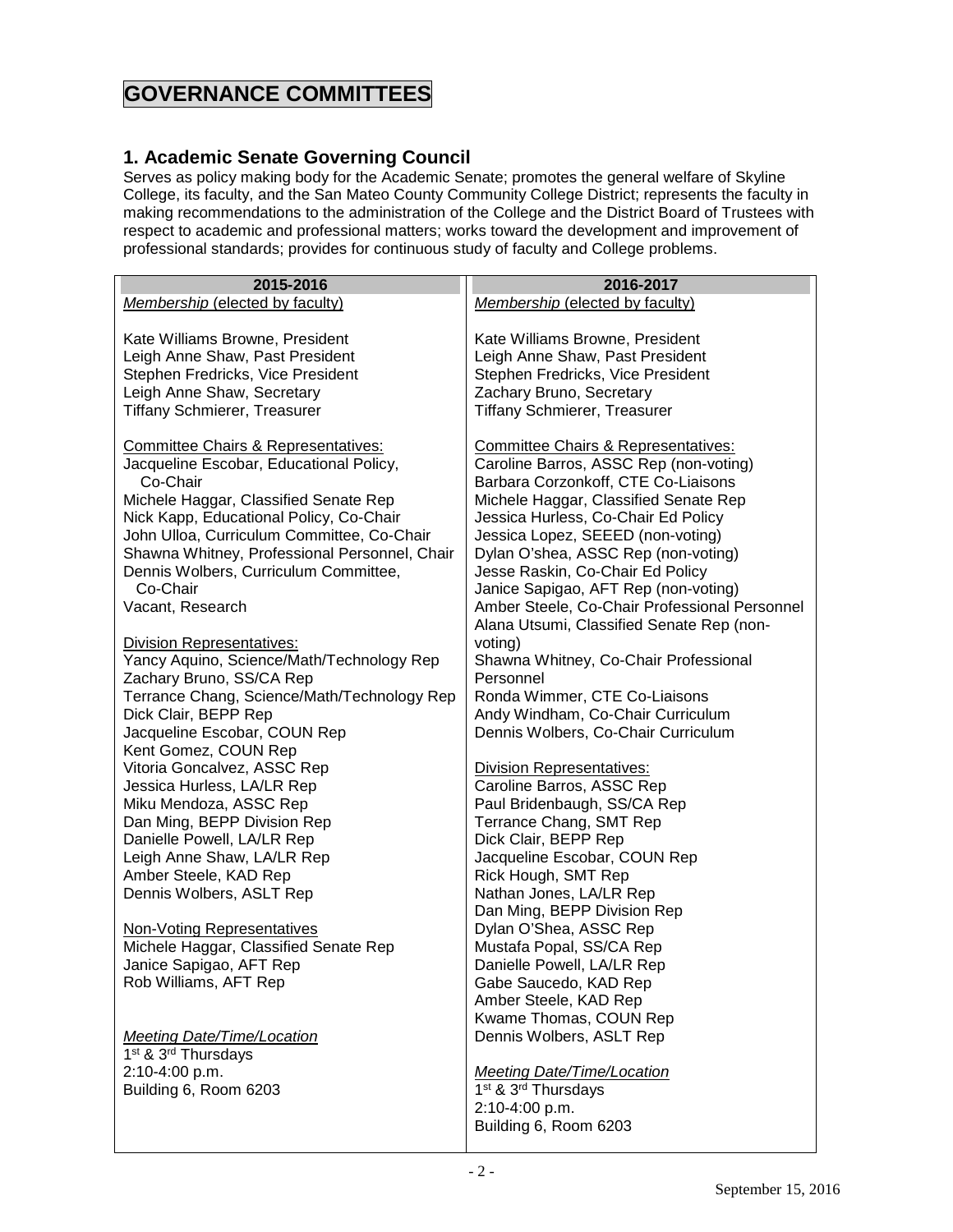# GOVERNANCE COMMITTEES

## 1. Academic Senate Governing Council

Serves as policy making body for the Academic Senate; promotes the general welfare of Skyline College, its faculty, and the San Mateo County Community College District; represents the faculty in making recommendations to the administration of the College and the District Board of Trustees with respect to academic and professional matters; works toward the development and improvement of professional standards; provides for continuous study of faculty and College problems.

| 2015-2016 | 2016-2017 |
|---|---|
| *Membership* (elected by faculty)<br><br>Kate Williams Browne, President<br>Leigh Anne Shaw, Past President<br>Stephen Fredricks, Vice President<br>Leigh Anne Shaw, Secretary<br>Tiffany Schmierer, Treasurer<br><br>Committee Chairs & Representatives:<br>Jacqueline Escobar, Educational Policy, Co-Chair<br>Michele Haggar, Classified Senate Rep<br>Nick Kapp, Educational Policy, Co-Chair<br>John Ulloa, Curriculum Committee, Co-Chair<br>Shawna Whitney, Professional Personnel, Chair<br>Dennis Wolbers, Curriculum Committee, Co-Chair<br>Vacant, Research<br><br>Division Representatives:<br>Yancy Aquino, Science/Math/Technology Rep<br>Zachary Bruno, SS/CA Rep<br>Terrance Chang, Science/Math/Technology Rep<br>Dick Clair, BEPP Rep<br>Jacqueline Escobar, COUN Rep<br>Kent Gomez, COUN Rep<br>Vitoria Goncalvez, ASSC Rep<br>Jessica Hurless, LA/LR Rep<br>Miku Mendoza, ASSC Rep<br>Dan Ming, BEPP Division Rep<br>Danielle Powell, LA/LR Rep<br>Leigh Anne Shaw, LA/LR Rep<br>Amber Steele, KAD Rep<br>Dennis Wolbers, ASLT Rep<br><br>Non-Voting Representatives<br>Michele Haggar, Classified Senate Rep<br>Janice Sapigao, AFT Rep<br>Rob Williams, AFT Rep<br><br>*Meeting Date/Time/Location*<br>1st & 3rd Thursdays<br>2:10-4:00 p.m.<br>Building 6, Room 6203 | *Membership* (elected by faculty)<br><br>Kate Williams Browne, President<br>Leigh Anne Shaw, Past President<br>Stephen Fredricks, Vice President<br>Zachary Bruno, Secretary<br>Tiffany Schmierer, Treasurer<br><br>Committee Chairs & Representatives:<br>Caroline Barros, ASSC Rep (non-voting)<br>Barbara Corzonkoff, CTE Co-Liaisons<br>Michele Haggar, Classified Senate Rep<br>Jessica Hurless, Co-Chair Ed Policy<br>Jessica Lopez, SEEED (non-voting)<br>Dylan O'shea, ASSC Rep (non-voting)<br>Jesse Raskin, Co-Chair Ed Policy<br>Janice Sapigao, AFT Rep (non-voting)<br>Amber Steele, Co-Chair Professional Personnel<br>Alana Utsumi, Classified Senate Rep (non-voting)<br>Shawna Whitney, Co-Chair Professional Personnel<br>Ronda Wimmer, CTE Co-Liaisons<br>Andy Windham, Co-Chair Curriculum<br>Dennis Wolbers, Co-Chair Curriculum<br><br>Division Representatives:<br>Caroline Barros, ASSC Rep<br>Paul Bridenbaugh, SS/CA Rep<br>Terrance Chang, SMT Rep<br>Dick Clair, BEPP Rep<br>Jacqueline Escobar, COUN Rep<br>Rick Hough, SMT Rep<br>Nathan Jones, LA/LR Rep<br>Dan Ming, BEPP Division Rep<br>Dylan O'Shea, ASSC Rep<br>Mustafa Popal, SS/CA Rep<br>Danielle Powell, LA/LR Rep<br>Gabe Saucedo, KAD Rep<br>Amber Steele, KAD Rep<br>Kwame Thomas, COUN Rep<br>Dennis Wolbers, ASLT Rep<br><br>*Meeting Date/Time/Location*<br>1st & 3rd Thursdays<br>2:10-4:00 p.m.<br>Building 6, Room 6203 |

September 15, 2016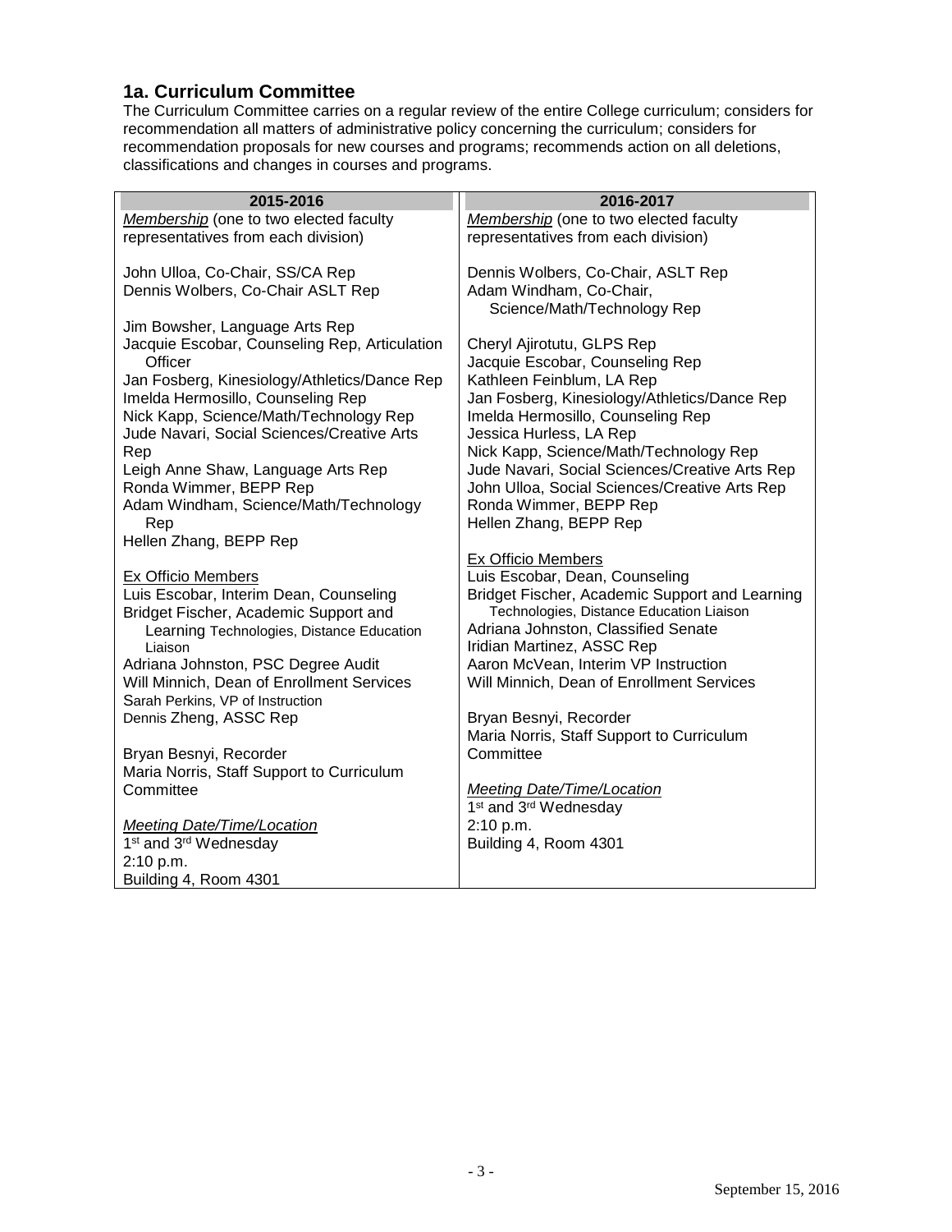## 1a. Curriculum Committee

The Curriculum Committee carries on a regular review of the entire College curriculum; considers for recommendation all matters of administrative policy concerning the curriculum; considers for recommendation proposals for new courses and programs; recommends action on all deletions, classifications and changes in courses and programs.

| 2015-2016 | 2016-2017 |
|---|---|
| *Membership* (one to two elected faculty representatives from each division)<br><br>John Ulloa, Co-Chair, SS/CA Rep<br>Dennis Wolbers, Co-Chair ASLT Rep<br><br>Jim Bowsher, Language Arts Rep<br>Jacquie Escobar, Counseling Rep, Articulation Officer<br>Jan Fosberg, Kinesiology/Athletics/Dance Rep<br>Imelda Hermosillo, Counseling Rep<br>Nick Kapp, Science/Math/Technology Rep<br>Jude Navari, Social Sciences/Creative Arts Rep<br>Leigh Anne Shaw, Language Arts Rep<br>Ronda Wimmer, BEPP Rep<br>Adam Windham, Science/Math/Technology Rep<br>Hellen Zhang, BEPP Rep<br><br>Ex Officio Members<br>Luis Escobar, Interim Dean, Counseling<br>Bridget Fischer, Academic Support and Learning Technologies, Distance Education Liaison<br>Adriana Johnston, PSC Degree Audit<br>Will Minnich, Dean of Enrollment Services<br>Sarah Perkins, VP of Instruction<br>Dennis Zheng, ASSC Rep<br><br>Bryan Besnyi, Recorder<br>Maria Norris, Staff Support to Curriculum Committee<br><br>*Meeting Date/Time/Location*<br>1st and 3rd Wednesday<br>2:10 p.m.<br>Building 4, Room 4301 | *Membership* (one to two elected faculty representatives from each division)<br><br>Dennis Wolbers, Co-Chair, ASLT Rep<br>Adam Windham, Co-Chair, Science/Math/Technology Rep<br><br>Cheryl Ajirotutu, GLPS Rep<br>Jacquie Escobar, Counseling Rep<br>Kathleen Feinblum, LA Rep<br>Jan Fosberg, Kinesiology/Athletics/Dance Rep<br>Imelda Hermosillo, Counseling Rep<br>Jessica Hurless, LA Rep<br>Nick Kapp, Science/Math/Technology Rep<br>Jude Navari, Social Sciences/Creative Arts Rep<br>John Ulloa, Social Sciences/Creative Arts Rep<br>Ronda Wimmer, BEPP Rep<br>Hellen Zhang, BEPP Rep<br><br>Ex Officio Members<br>Luis Escobar, Dean, Counseling<br>Bridget Fischer, Academic Support and Learning Technologies, Distance Education Liaison<br>Adriana Johnston, Classified Senate<br>Iridian Martinez, ASSC Rep<br>Aaron McVean, Interim VP Instruction<br>Will Minnich, Dean of Enrollment Services<br><br>Bryan Besnyi, Recorder<br>Maria Norris, Staff Support to Curriculum Committee<br><br>*Meeting Date/Time/Location*<br>1st and 3rd Wednesday<br>2:10 p.m.<br>Building 4, Room 4301 |

September 15, 2016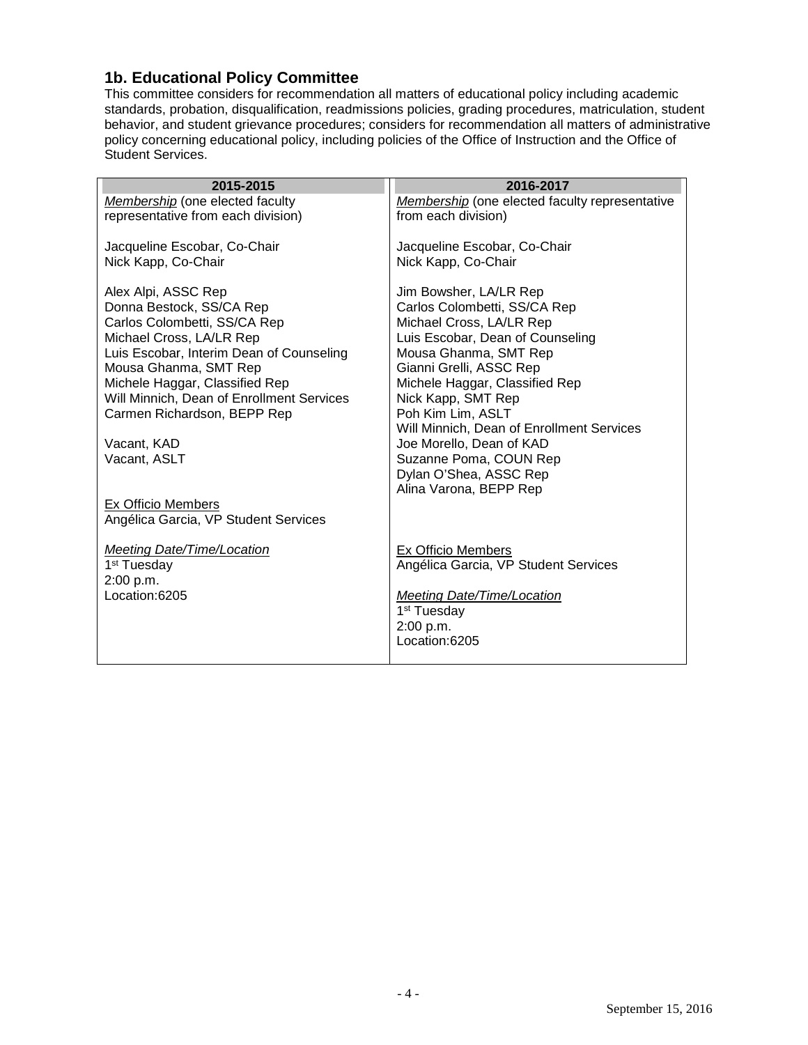## 1b. Educational Policy Committee

This committee considers for recommendation all matters of educational policy including academic standards, probation, disqualification, readmissions policies, grading procedures, matriculation, student behavior, and student grievance procedures; considers for recommendation all matters of administrative policy concerning educational policy, including policies of the Office of Instruction and the Office of Student Services.

| 2015-2015 | 2016-2017 |
|---|---|
| *Membership* (one elected faculty representative from each division) | *Membership* (one elected faculty representative from each division) |
| Jacqueline Escobar, Co-Chair<br>Nick Kapp, Co-Chair | Jacqueline Escobar, Co-Chair<br>Nick Kapp, Co-Chair |
| Alex Alpi, ASSC Rep<br>Donna Bestock, SS/CA Rep<br>Carlos Colombetti, SS/CA Rep<br>Michael Cross, LA/LR Rep<br>Luis Escobar, Interim Dean of Counseling<br>Mousa Ghanma, SMT Rep<br>Michele Haggar, Classified Rep<br>Will Minnich, Dean of Enrollment Services<br>Carmen Richardson, BEPP Rep<br><br>Vacant, KAD<br>Vacant, ASLT | Jim Bowsher, LA/LR Rep<br>Carlos Colombetti, SS/CA Rep<br>Michael Cross, LA/LR Rep<br>Luis Escobar, Dean of Counseling<br>Mousa Ghanma, SMT Rep<br>Gianni Grelli, ASSC Rep<br>Michele Haggar, Classified Rep<br>Nick Kapp, SMT Rep<br>Poh Kim Lim, ASLT<br>Will Minnich, Dean of Enrollment Services<br>Joe Morello, Dean of KAD<br>Suzanne Poma, COUN Rep<br>Dylan O'Shea, ASSC Rep<br>Alina Varona, BEPP Rep |
| Ex Officio Members<br>Angélica Garcia, VP Student Services | Ex Officio Members<br>Angélica Garcia, VP Student Services |
| *Meeting Date/Time/Location*<br>1st Tuesday<br>2:00 p.m.<br>Location:6205 | *Meeting Date/Time/Location*<br>1st Tuesday<br>2:00 p.m.<br>Location:6205 |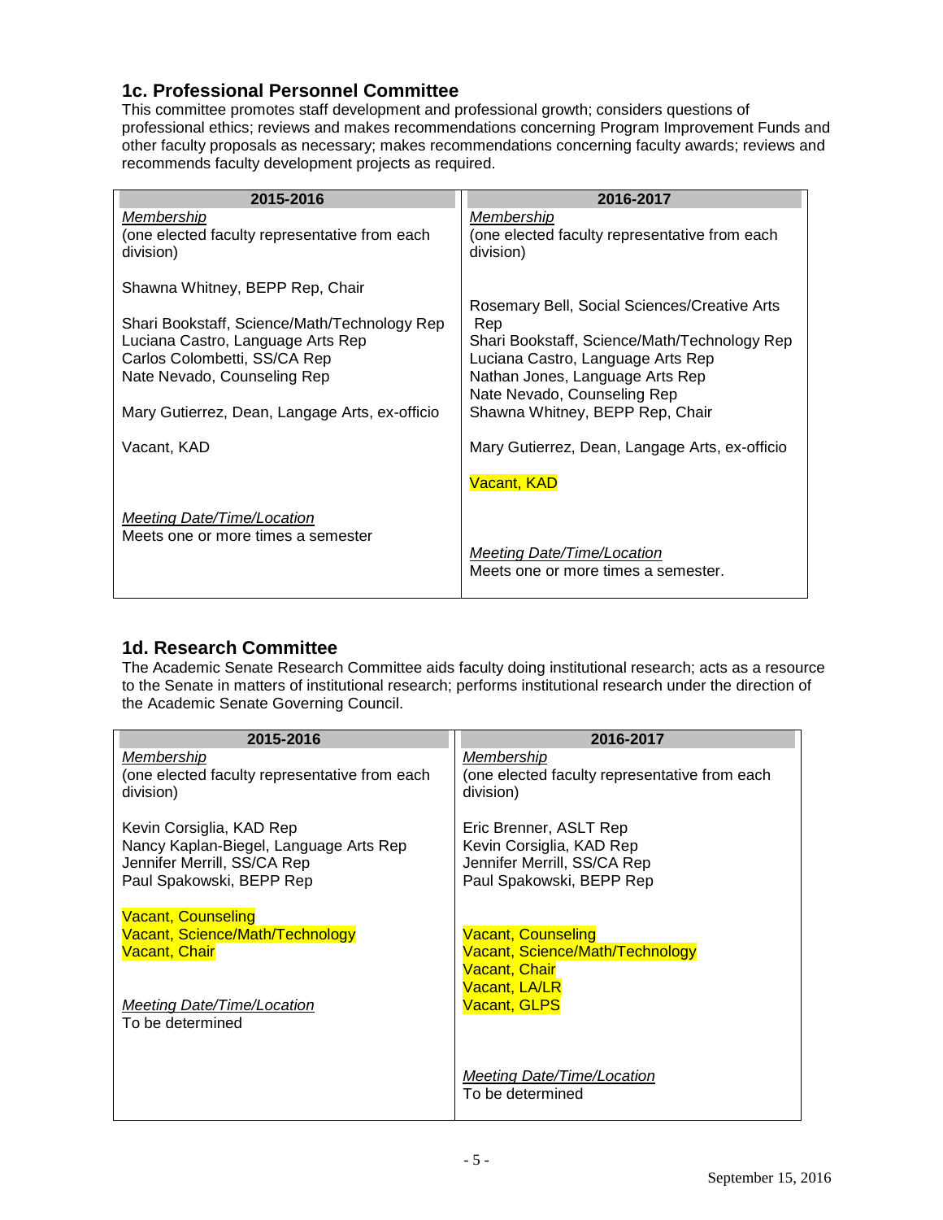## 1c. Professional Personnel Committee

This committee promotes staff development and professional growth; considers questions of professional ethics; reviews and makes recommendations concerning Program Improvement Funds and other faculty proposals as necessary; makes recommendations concerning faculty awards; reviews and recommends faculty development projects as required.

| 2015-2016 | 2016-2017 |
|---|---|
| *Membership*<br>(one elected faculty representative from each division)<br><br>Shawna Whitney, BEPP Rep, Chair<br><br>Shari Bookstaff, Science/Math/Technology Rep<br>Luciana Castro, Language Arts Rep<br>Carlos Colombetti, SS/CA Rep<br>Nate Nevado, Counseling Rep<br><br>Mary Gutierrez, Dean, Langage Arts, ex-officio<br><br>Vacant, KAD<br><br>*Meeting Date/Time/Location*<br>Meets one or more times a semester | *Membership*<br>(one elected faculty representative from each division)<br><br>Rosemary Bell, Social Sciences/Creative Arts Rep<br>Shari Bookstaff, Science/Math/Technology Rep<br>Luciana Castro, Language Arts Rep<br>Nathan Jones, Language Arts Rep<br>Nate Nevado, Counseling Rep<br>Shawna Whitney, BEPP Rep, Chair<br><br>Mary Gutierrez, Dean, Langage Arts, ex-officio<br><br>Vacant, KAD<br><br>*Meeting Date/Time/Location*<br>Meets one or more times a semester. |

## 1d. Research Committee

The Academic Senate Research Committee aids faculty doing institutional research; acts as a resource to the Senate in matters of institutional research; performs institutional research under the direction of the Academic Senate Governing Council.

| 2015-2016 | 2016-2017 |
|---|---|
| *Membership*<br>(one elected faculty representative from each division)<br><br>Kevin Corsiglia, KAD Rep<br>Nancy Kaplan-Biegel, Language Arts Rep<br>Jennifer Merrill, SS/CA Rep<br>Paul Spakowski, BEPP Rep<br><br>Vacant, Counseling<br>Vacant, Science/Math/Technology<br>Vacant, Chair<br><br>*Meeting Date/Time/Location*<br>To be determined | *Membership*<br>(one elected faculty representative from each division)<br><br>Eric Brenner, ASLT Rep<br>Kevin Corsiglia, KAD Rep<br>Jennifer Merrill, SS/CA Rep<br>Paul Spakowski, BEPP Rep<br><br>Vacant, Counseling<br>Vacant, Science/Math/Technology<br>Vacant, Chair<br>Vacant, LA/LR<br>Vacant, GLPS<br><br>*Meeting Date/Time/Location*<br>To be determined |

September 15, 2016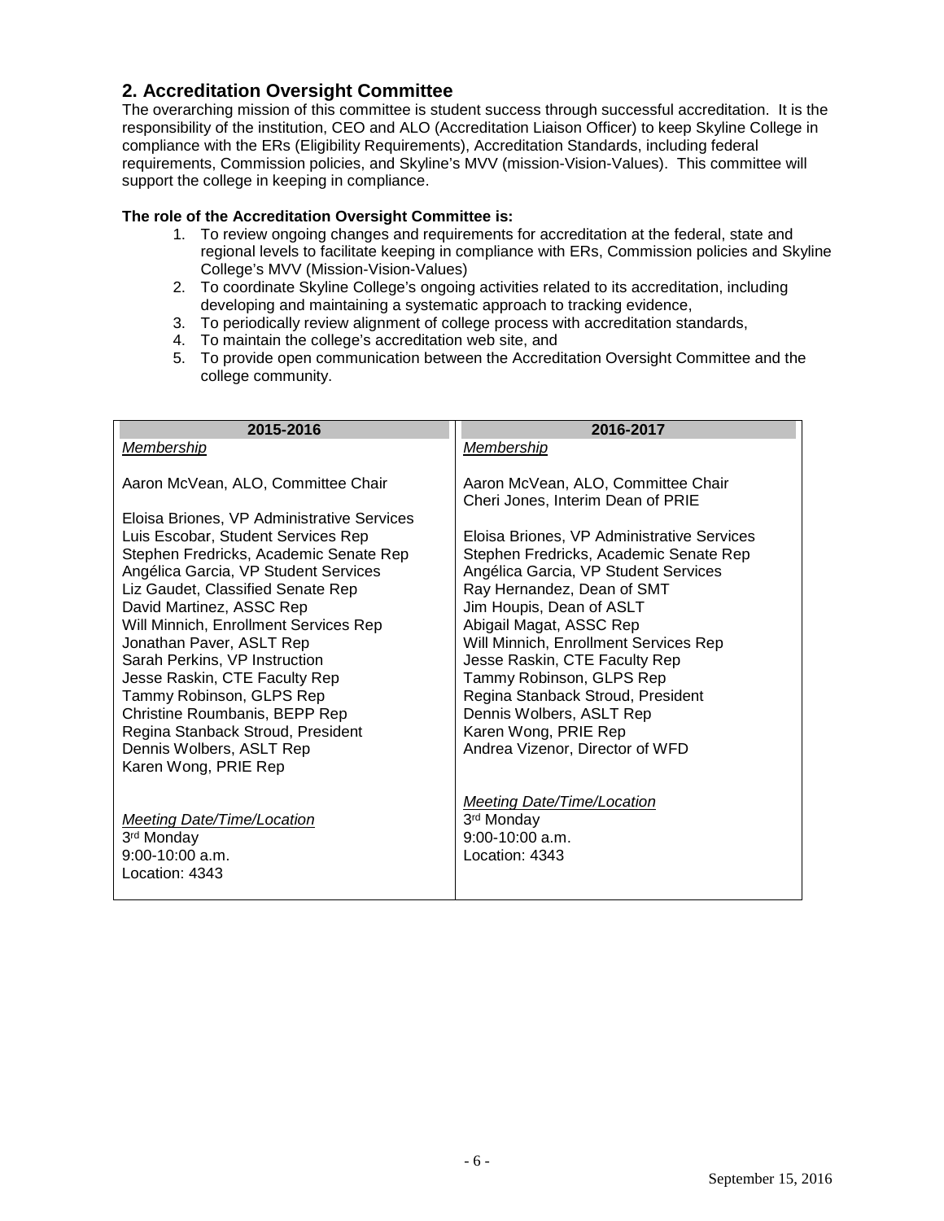## 2. Accreditation Oversight Committee

The overarching mission of this committee is student success through successful accreditation. It is the responsibility of the institution, CEO and ALO (Accreditation Liaison Officer) to keep Skyline College in compliance with the ERs (Eligibility Requirements), Accreditation Standards, including federal requirements, Commission policies, and Skyline's MVV (mission-Vision-Values). This committee will support the college in keeping in compliance.

**The role of the Accreditation Oversight Committee is:**

1. To review ongoing changes and requirements for accreditation at the federal, state and regional levels to facilitate keeping in compliance with ERs, Commission policies and Skyline College's MVV (Mission-Vision-Values)
2. To coordinate Skyline College's ongoing activities related to its accreditation, including developing and maintaining a systematic approach to tracking evidence,
3. To periodically review alignment of college process with accreditation standards,
4. To maintain the college's accreditation web site, and
5. To provide open communication between the Accreditation Oversight Committee and the college community.

| 2015-2016 | 2016-2017 |
|---|---|
| *Membership*<br><br>Aaron McVean, ALO, Committee Chair<br><br>Eloisa Briones, VP Administrative Services<br>Luis Escobar, Student Services Rep<br>Stephen Fredricks, Academic Senate Rep<br>Angélica Garcia, VP Student Services<br>Liz Gaudet, Classified Senate Rep<br>David Martinez, ASSC Rep<br>Will Minnich, Enrollment Services Rep<br>Jonathan Paver, ASLT Rep<br>Sarah Perkins, VP Instruction<br>Jesse Raskin, CTE Faculty Rep<br>Tammy Robinson, GLPS Rep<br>Christine Roumbanis, BEPP Rep<br>Regina Stanback Stroud, President<br>Dennis Wolbers, ASLT Rep<br>Karen Wong, PRIE Rep<br><br>*Meeting Date/Time/Location*<br>3rd Monday<br>9:00-10:00 a.m.<br>Location: 4343 | *Membership*<br><br>Aaron McVean, ALO, Committee Chair<br>Cheri Jones, Interim Dean of PRIE<br><br>Eloisa Briones, VP Administrative Services<br>Stephen Fredricks, Academic Senate Rep<br>Angélica Garcia, VP Student Services<br>Ray Hernandez, Dean of SMT<br>Jim Houpis, Dean of ASLT<br>Abigail Magat, ASSC Rep<br>Will Minnich, Enrollment Services Rep<br>Jesse Raskin, CTE Faculty Rep<br>Tammy Robinson, GLPS Rep<br>Regina Stanback Stroud, President<br>Dennis Wolbers, ASLT Rep<br>Karen Wong, PRIE Rep<br>Andrea Vizenor, Director of WFD<br><br>*Meeting Date/Time/Location*<br>3rd Monday<br>9:00-10:00 a.m.<br>Location: 4343 |

September 15, 2016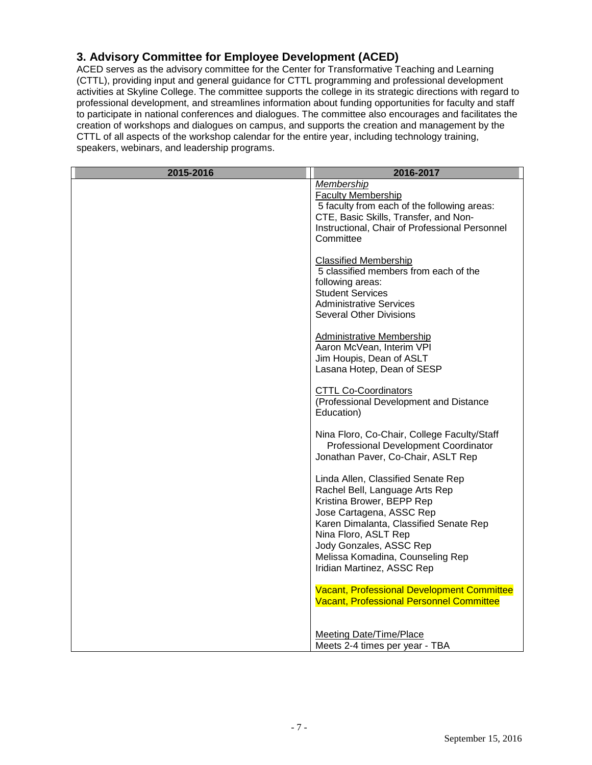## 3. Advisory Committee for Employee Development (ACED)

ACED serves as the advisory committee for the Center for Transformative Teaching and Learning (CTTL), providing input and general guidance for CTTL programming and professional development activities at Skyline College. The committee supports the college in its strategic directions with regard to professional development, and streamlines information about funding opportunities for faculty and staff to participate in national conferences and dialogues. The committee also encourages and facilitates the creation of workshops and dialogues on campus, and supports the creation and management by the CTTL of all aspects of the workshop calendar for the entire year, including technology training, speakers, webinars, and leadership programs.

| 2015-2016 | 2016-2017 |
|---|---|
| | *Membership*<br>Faculty Membership<br>5 faculty from each of the following areas: CTE, Basic Skills, Transfer, and Non-Instructional, Chair of Professional Personnel Committee<br><br>Classified Membership<br>5 classified members from each of the following areas:<br>Student Services<br>Administrative Services<br>Several Other Divisions<br><br>Administrative Membership<br>Aaron McVean, Interim VPI<br>Jim Houpis, Dean of ASLT<br>Lasana Hotep, Dean of SESP<br><br>CTTL Co-Coordinators<br>(Professional Development and Distance Education)<br><br>Nina Floro, Co-Chair, College Faculty/Staff Professional Development Coordinator<br>Jonathan Paver, Co-Chair, ASLT Rep<br><br>Linda Allen, Classified Senate Rep<br>Rachel Bell, Language Arts Rep<br>Kristina Brower, BEPP Rep<br>Jose Cartagena, ASSC Rep<br>Karen Dimalanta, Classified Senate Rep<br>Nina Floro, ASLT Rep<br>Jody Gonzales, ASSC Rep<br>Melissa Komadina, Counseling Rep<br>Iridian Martinez, ASSC Rep<br><br>Vacant, Professional Development Committee<br>Vacant, Professional Personnel Committee<br><br>Meeting Date/Time/Place<br>Meets 2-4 times per year - TBA |

September 15, 2016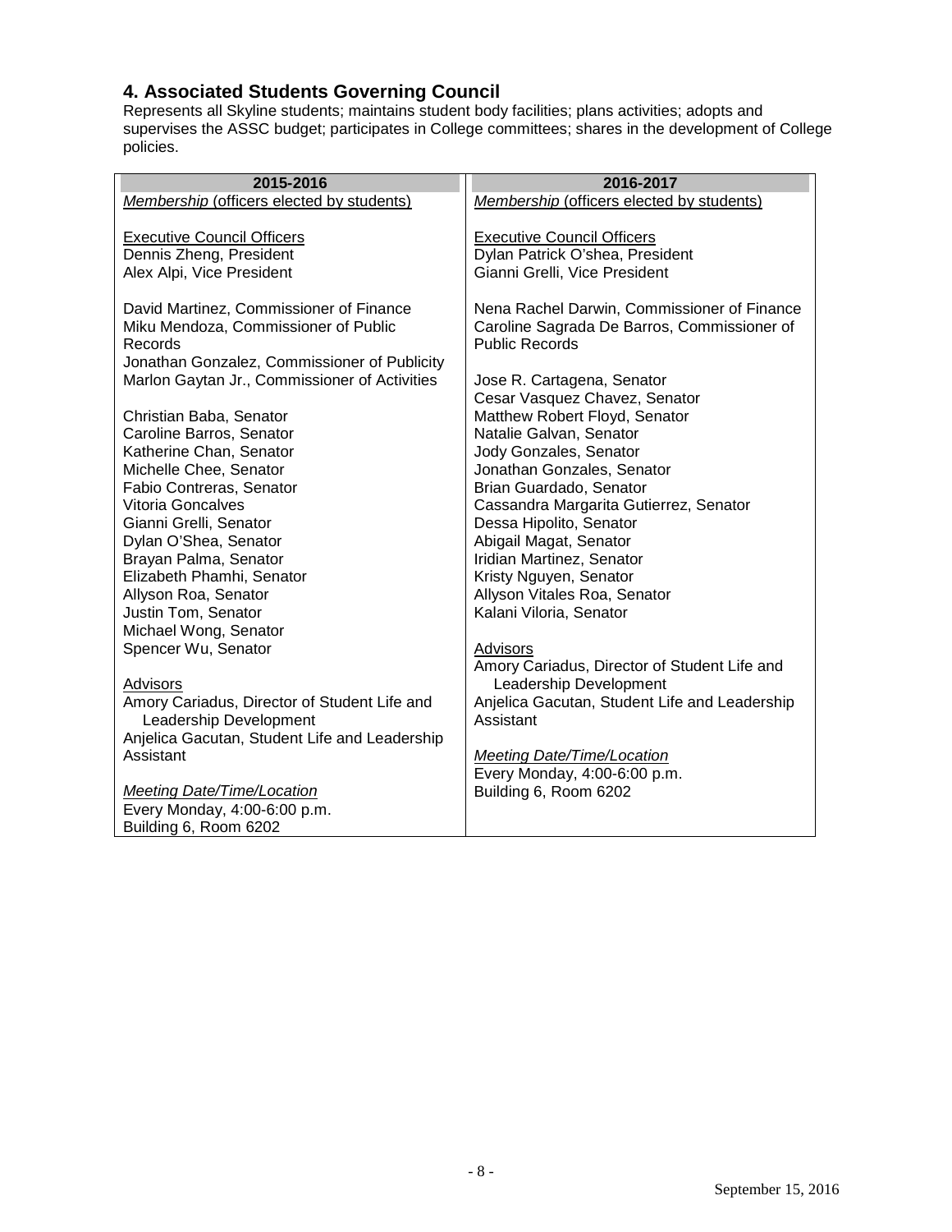## 4. Associated Students Governing Council

Represents all Skyline students; maintains student body facilities; plans activities; adopts and supervises the ASSC budget; participates in College committees; shares in the development of College policies.

| 2015-2016 | 2016-2017 |
|---|---|
| *Membership* (officers elected by students)<br><br>Executive Council Officers<br>Dennis Zheng, President<br>Alex Alpi, Vice President<br><br>David Martinez, Commissioner of Finance<br>Miku Mendoza, Commissioner of Public Records<br>Jonathan Gonzalez, Commissioner of Publicity<br>Marlon Gaytan Jr., Commissioner of Activities<br><br>Christian Baba, Senator<br>Caroline Barros, Senator<br>Katherine Chan, Senator<br>Michelle Chee, Senator<br>Fabio Contreras, Senator<br>Vitoria Goncalves<br>Gianni Grelli, Senator<br>Dylan O'Shea, Senator<br>Brayan Palma, Senator<br>Elizabeth Phamhi, Senator<br>Allyson Roa, Senator<br>Justin Tom, Senator<br>Michael Wong, Senator<br>Spencer Wu, Senator<br><br>Advisors<br>Amory Cariadus, Director of Student Life and Leadership Development<br>Anjelica Gacutan, Student Life and Leadership Assistant<br><br>*Meeting Date/Time/Location*<br>Every Monday, 4:00-6:00 p.m.<br>Building 6, Room 6202 | *Membership* (officers elected by students)<br><br>Executive Council Officers<br>Dylan Patrick O'shea, President<br>Gianni Grelli, Vice President<br><br>Nena Rachel Darwin, Commissioner of Finance<br>Caroline Sagrada De Barros, Commissioner of Public Records<br><br>Jose R. Cartagena, Senator<br>Cesar Vasquez Chavez, Senator<br>Matthew Robert Floyd, Senator<br>Natalie Galvan, Senator<br>Jody Gonzales, Senator<br>Jonathan Gonzales, Senator<br>Brian Guardado, Senator<br>Cassandra Margarita Gutierrez, Senator<br>Dessa Hipolito, Senator<br>Abigail Magat, Senator<br>Iridian Martinez, Senator<br>Kristy Nguyen, Senator<br>Allyson Vitales Roa, Senator<br>Kalani Viloria, Senator<br><br>Advisors<br>Amory Cariadus, Director of Student Life and Leadership Development<br>Anjelica Gacutan, Student Life and Leadership Assistant<br><br>*Meeting Date/Time/Location*<br>Every Monday, 4:00-6:00 p.m.<br>Building 6, Room 6202 |

September 15, 2016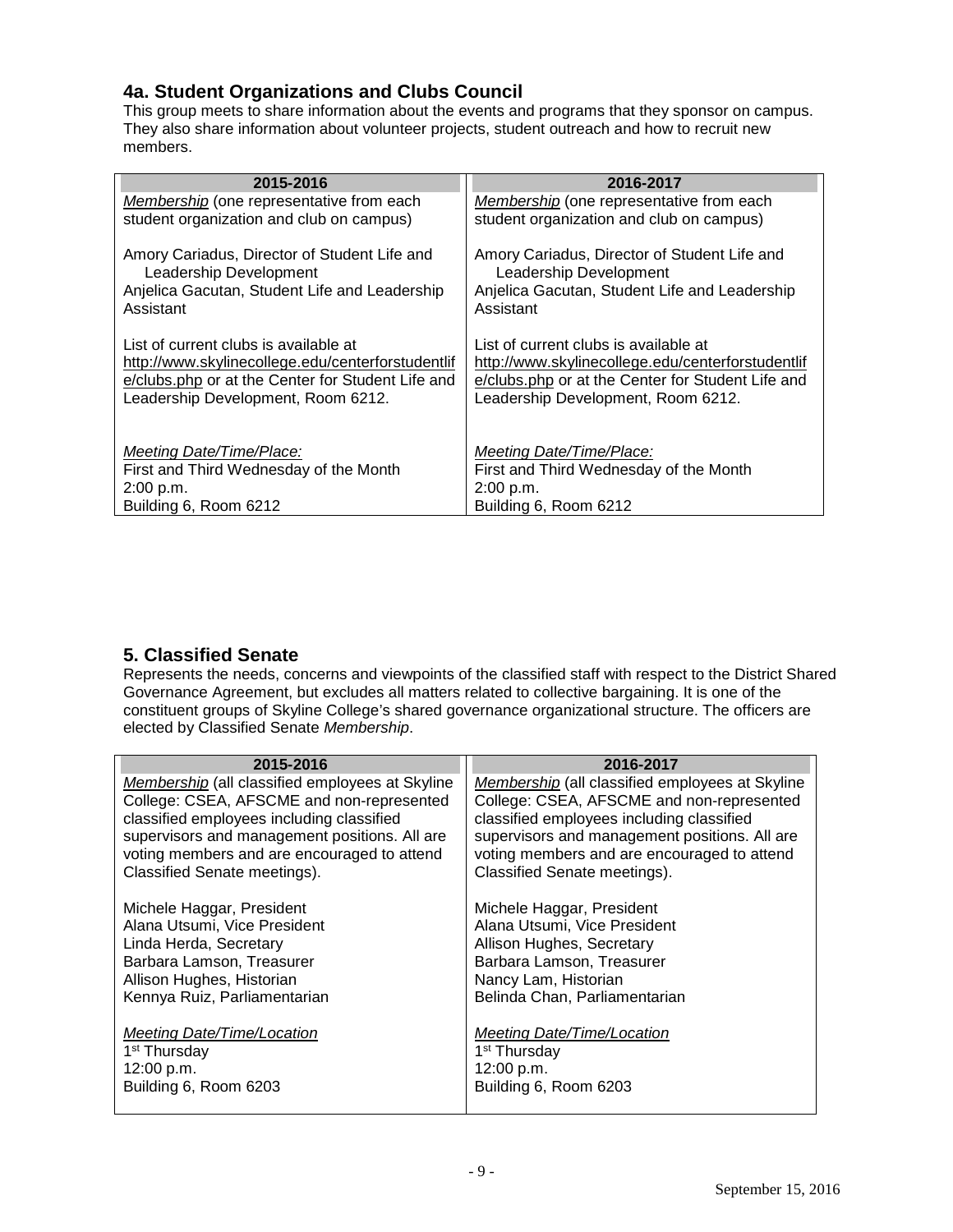## 4a. Student Organizations and Clubs Council

This group meets to share information about the events and programs that they sponsor on campus. They also share information about volunteer projects, student outreach and how to recruit new members.

| 2015-2016 | 2016-2017 |
|---|---|
| *Membership* (one representative from each student organization and club on campus)<br><br>Amory Cariadus, Director of Student Life and Leadership Development<br>Anjelica Gacutan, Student Life and Leadership Assistant<br><br>List of current clubs is available at http://www.skylinecollege.edu/centerforstudentlife/clubs.php or at the Center for Student Life and Leadership Development, Room 6212.<br><br>*Meeting Date/Time/Place:*<br>First and Third Wednesday of the Month<br>2:00 p.m.<br>Building 6, Room 6212 | *Membership* (one representative from each student organization and club on campus)<br><br>Amory Cariadus, Director of Student Life and Leadership Development<br>Anjelica Gacutan, Student Life and Leadership Assistant<br><br>List of current clubs is available at http://www.skylinecollege.edu/centerforstudentlife/clubs.php or at the Center for Student Life and Leadership Development, Room 6212.<br><br>*Meeting Date/Time/Place:*<br>First and Third Wednesday of the Month<br>2:00 p.m.<br>Building 6, Room 6212 |

## 5. Classified Senate

Represents the needs, concerns and viewpoints of the classified staff with respect to the District Shared Governance Agreement, but excludes all matters related to collective bargaining. It is one of the constituent groups of Skyline College's shared governance organizational structure. The officers are elected by Classified Senate *Membership*.

| 2015-2016 | 2016-2017 |
|---|---|
| *Membership* (all classified employees at Skyline College: CSEA, AFSCME and non-represented classified employees including classified supervisors and management positions. All are voting members and are encouraged to attend Classified Senate meetings).<br><br>Michele Haggar, President<br>Alana Utsumi, Vice President<br>Linda Herda, Secretary<br>Barbara Lamson, Treasurer<br>Allison Hughes, Historian<br>Kennya Ruiz, Parliamentarian<br><br>*Meeting Date/Time/Location*<br>1st Thursday<br>12:00 p.m.<br>Building 6, Room 6203 | *Membership* (all classified employees at Skyline College: CSEA, AFSCME and non-represented classified employees including classified supervisors and management positions. All are voting members and are encouraged to attend Classified Senate meetings).<br><br>Michele Haggar, President<br>Alana Utsumi, Vice President<br>Allison Hughes, Secretary<br>Barbara Lamson, Treasurer<br>Nancy Lam, Historian<br>Belinda Chan, Parliamentarian<br><br>*Meeting Date/Time/Location*<br>1st Thursday<br>12:00 p.m.<br>Building 6, Room 6203 |

September 15, 2016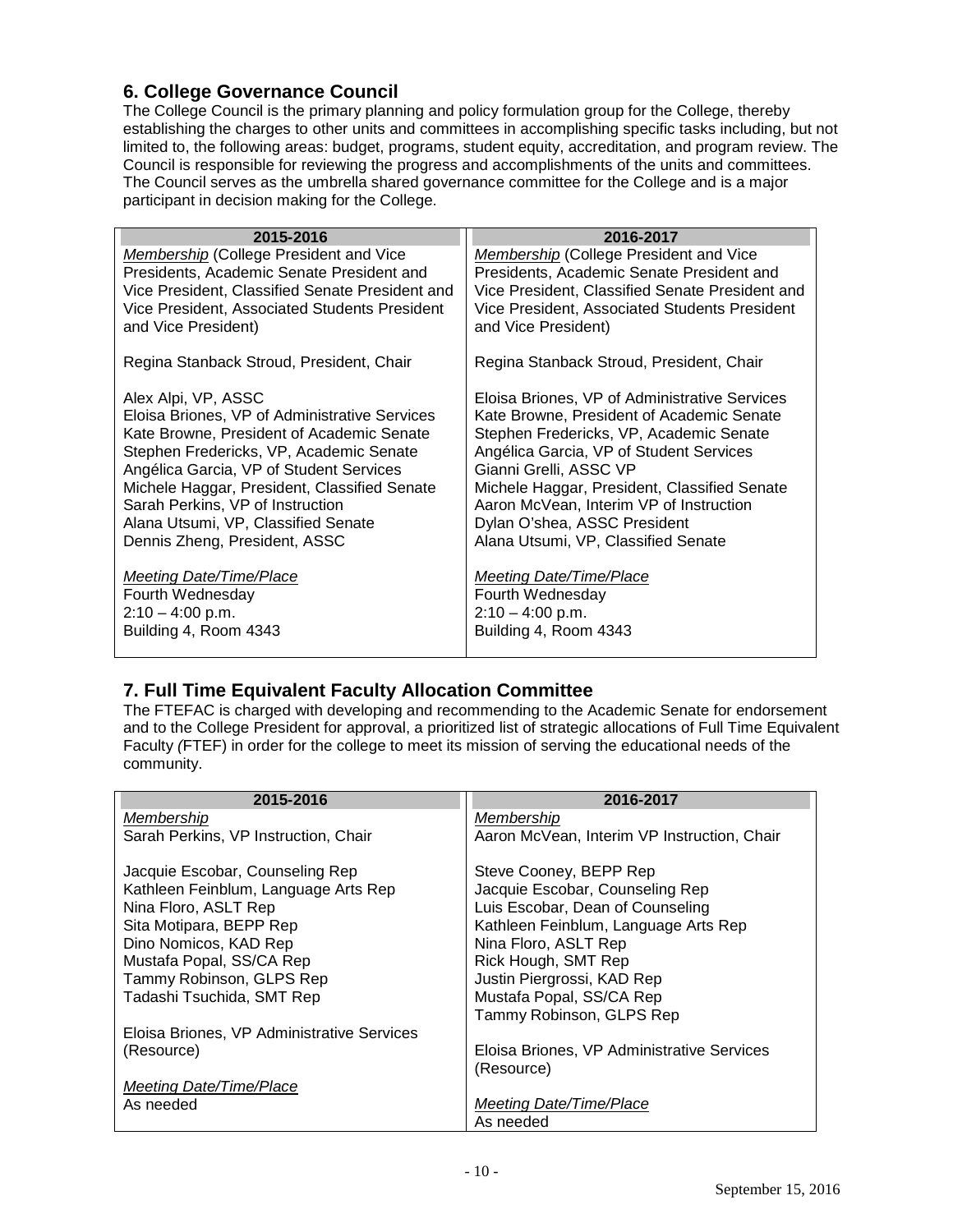## 6. College Governance Council

The College Council is the primary planning and policy formulation group for the College, thereby establishing the charges to other units and committees in accomplishing specific tasks including, but not limited to, the following areas: budget, programs, student equity, accreditation, and program review. The Council is responsible for reviewing the progress and accomplishments of the units and committees. The Council serves as the umbrella shared governance committee for the College and is a major participant in decision making for the College.

| 2015-2016 | 2016-2017 |
|---|---|
| *Membership* (College President and Vice Presidents, Academic Senate President and Vice President, Classified Senate President and Vice President, Associated Students President and Vice President)<br><br>Regina Stanback Stroud, President, Chair<br><br>Alex Alpi, VP, ASSC<br>Eloisa Briones, VP of Administrative Services<br>Kate Browne, President of Academic Senate<br>Stephen Fredericks, VP, Academic Senate<br>Angélica Garcia, VP of Student Services<br>Michele Haggar, President, Classified Senate<br>Sarah Perkins, VP of Instruction<br>Alana Utsumi, VP, Classified Senate<br>Dennis Zheng, President, ASSC<br><br>*Meeting Date/Time/Place*<br>Fourth Wednesday<br>2:10 – 4:00 p.m.<br>Building 4, Room 4343 | *Membership* (College President and Vice Presidents, Academic Senate President and Vice President, Classified Senate President and Vice President, Associated Students President and Vice President)<br><br>Regina Stanback Stroud, President, Chair<br><br>Eloisa Briones, VP of Administrative Services<br>Kate Browne, President of Academic Senate<br>Stephen Fredericks, VP, Academic Senate<br>Angélica Garcia, VP of Student Services<br>Gianni Grelli, ASSC VP<br>Michele Haggar, President, Classified Senate<br>Aaron McVean, Interim VP of Instruction<br>Dylan O'shea, ASSC President<br>Alana Utsumi, VP, Classified Senate<br><br>*Meeting Date/Time/Place*<br>Fourth Wednesday<br>2:10 – 4:00 p.m.<br>Building 4, Room 4343 |

## 7. Full Time Equivalent Faculty Allocation Committee

The FTEFAC is charged with developing and recommending to the Academic Senate for endorsement and to the College President for approval, a prioritized list of strategic allocations of Full Time Equivalent Faculty (FTEF) in order for the college to meet its mission of serving the educational needs of the community.

| 2015-2016 | 2016-2017 |
|---|---|
| *Membership*<br>Sarah Perkins, VP Instruction, Chair<br><br>Jacquie Escobar, Counseling Rep<br>Kathleen Feinblum, Language Arts Rep<br>Nina Floro, ASLT Rep<br>Sita Motipara, BEPP Rep<br>Dino Nomicos, KAD Rep<br>Mustafa Popal, SS/CA Rep<br>Tammy Robinson, GLPS Rep<br>Tadashi Tsuchida, SMT Rep<br><br>Eloisa Briones, VP Administrative Services (Resource)<br><br>*Meeting Date/Time/Place*<br>As needed | *Membership*<br>Aaron McVean, Interim VP Instruction, Chair<br><br>Steve Cooney, BEPP Rep<br>Jacquie Escobar, Counseling Rep<br>Luis Escobar, Dean of Counseling<br>Kathleen Feinblum, Language Arts Rep<br>Nina Floro, ASLT Rep<br>Rick Hough, SMT Rep<br>Justin Piergrossi, KAD Rep<br>Mustafa Popal, SS/CA Rep<br>Tammy Robinson, GLPS Rep<br><br>Eloisa Briones, VP Administrative Services (Resource)<br><br>*Meeting Date/Time/Place*<br>As needed |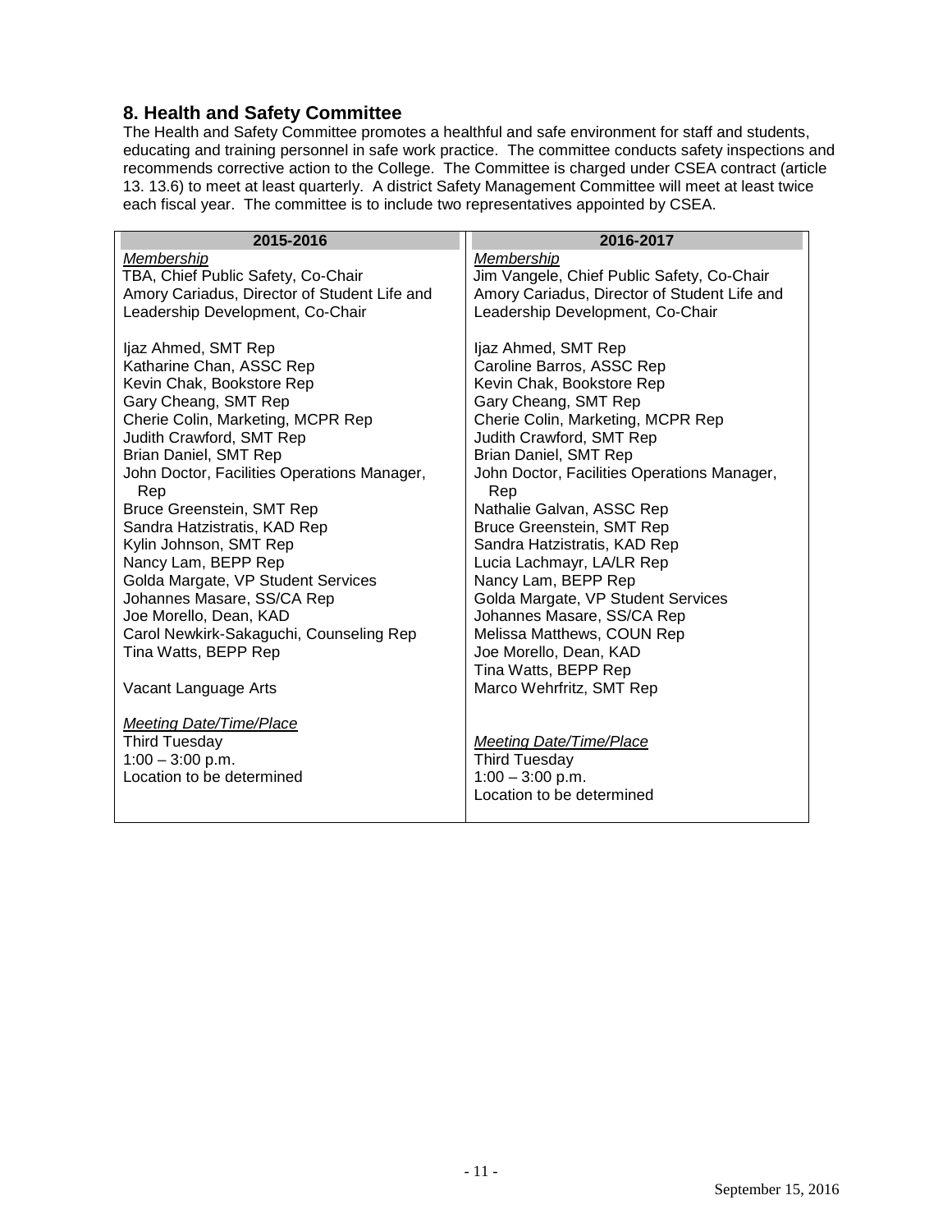## 8. Health and Safety Committee

The Health and Safety Committee promotes a healthful and safe environment for staff and students, educating and training personnel in safe work practice. The committee conducts safety inspections and recommends corrective action to the College. The Committee is charged under CSEA contract (article 13. 13.6) to meet at least quarterly. A district Safety Management Committee will meet at least twice each fiscal year. The committee is to include two representatives appointed by CSEA.

| 2015-2016 | 2016-2017 |
|---|---|
| *Membership*<br>TBA, Chief Public Safety, Co-Chair<br>Amory Cariadus, Director of Student Life and Leadership Development, Co-Chair<br><br>Ijaz Ahmed, SMT Rep<br>Katharine Chan, ASSC Rep<br>Kevin Chak, Bookstore Rep<br>Gary Cheang, SMT Rep<br>Cherie Colin, Marketing, MCPR Rep<br>Judith Crawford, SMT Rep<br>Brian Daniel, SMT Rep<br>John Doctor, Facilities Operations Manager, Rep<br>Bruce Greenstein, SMT Rep<br>Sandra Hatzistratis, KAD Rep<br>Kylin Johnson, SMT Rep<br>Nancy Lam, BEPP Rep<br>Golda Margate, VP Student Services<br>Johannes Masare, SS/CA Rep<br>Joe Morello, Dean, KAD<br>Carol Newkirk-Sakaguchi, Counseling Rep<br>Tina Watts, BEPP Rep<br><br>Vacant Language Arts<br><br>*Meeting Date/Time/Place*<br>Third Tuesday<br>1:00 – 3:00 p.m.<br>Location to be determined | *Membership*<br>Jim Vangele, Chief Public Safety, Co-Chair<br>Amory Cariadus, Director of Student Life and Leadership Development, Co-Chair<br><br>Ijaz Ahmed, SMT Rep<br>Caroline Barros, ASSC Rep<br>Kevin Chak, Bookstore Rep<br>Gary Cheang, SMT Rep<br>Cherie Colin, Marketing, MCPR Rep<br>Judith Crawford, SMT Rep<br>Brian Daniel, SMT Rep<br>John Doctor, Facilities Operations Manager, Rep<br>Nathalie Galvan, ASSC Rep<br>Bruce Greenstein, SMT Rep<br>Sandra Hatzistratis, KAD Rep<br>Lucia Lachmayr, LA/LR Rep<br>Nancy Lam, BEPP Rep<br>Golda Margate, VP Student Services<br>Johannes Masare, SS/CA Rep<br>Melissa Matthews, COUN Rep<br>Joe Morello, Dean, KAD<br>Tina Watts, BEPP Rep<br>Marco Wehrfritz, SMT Rep<br><br>*Meeting Date/Time/Place*<br>Third Tuesday<br>1:00 – 3:00 p.m.<br>Location to be determined |

September 15, 2016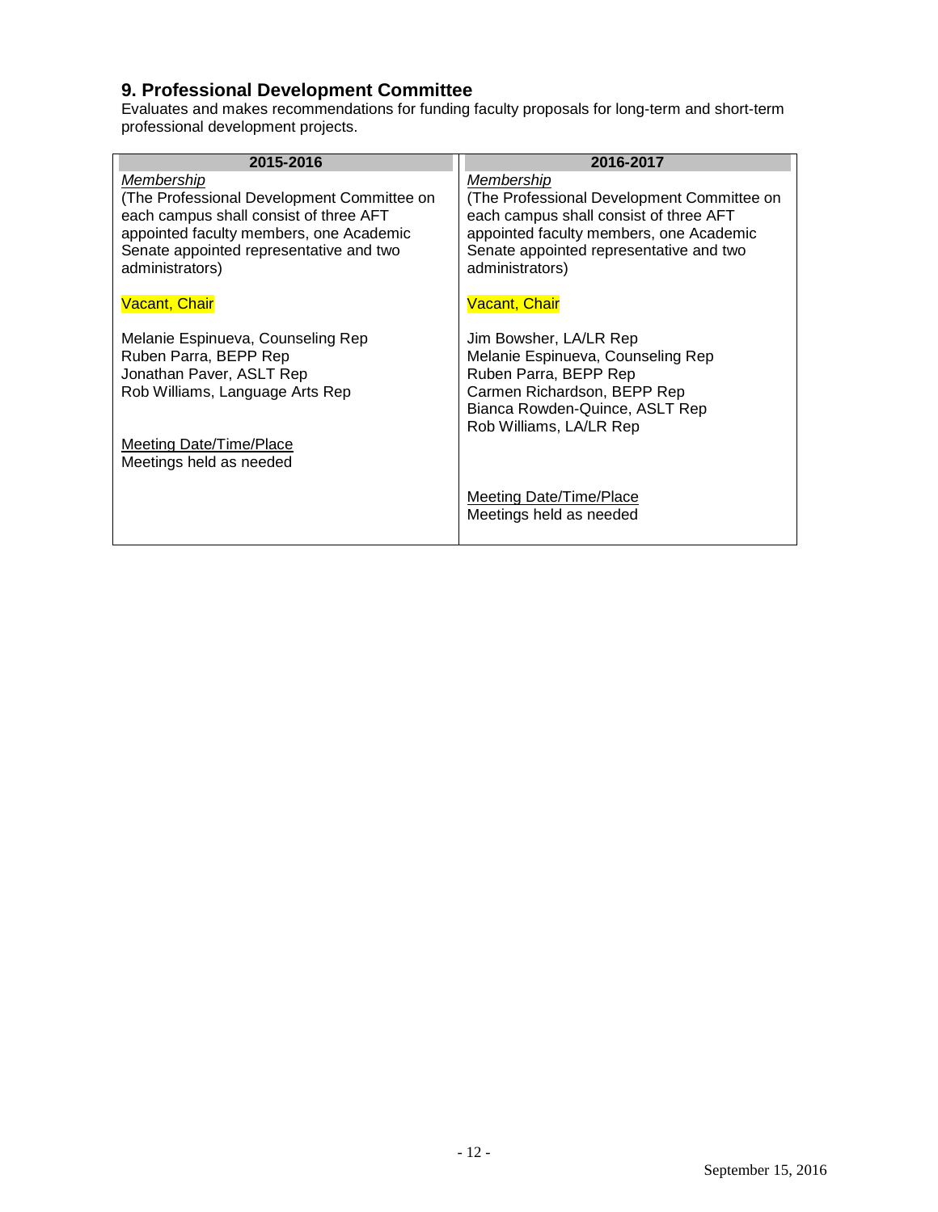## 9. Professional Development Committee

Evaluates and makes recommendations for funding faculty proposals for long-term and short-term professional development projects.

| 2015-2016 | 2016-2017 |
|---|---|
| *Membership*<br>(The Professional Development Committee on each campus shall consist of three AFT appointed faculty members, one Academic Senate appointed representative and two administrators)<br><br>Vacant, Chair<br><br>Melanie Espinueva, Counseling Rep<br>Ruben Parra, BEPP Rep<br>Jonathan Paver, ASLT Rep<br>Rob Williams, Language Arts Rep<br><br>Meeting Date/Time/Place<br>Meetings held as needed | *Membership*<br>(The Professional Development Committee on each campus shall consist of three AFT appointed faculty members, one Academic Senate appointed representative and two administrators)<br><br>Vacant, Chair<br><br>Jim Bowsher, LA/LR Rep<br>Melanie Espinueva, Counseling Rep<br>Ruben Parra, BEPP Rep<br>Carmen Richardson, BEPP Rep<br>Bianca Rowden-Quince, ASLT Rep<br>Rob Williams, LA/LR Rep<br><br>Meeting Date/Time/Place<br>Meetings held as needed |

September 15, 2016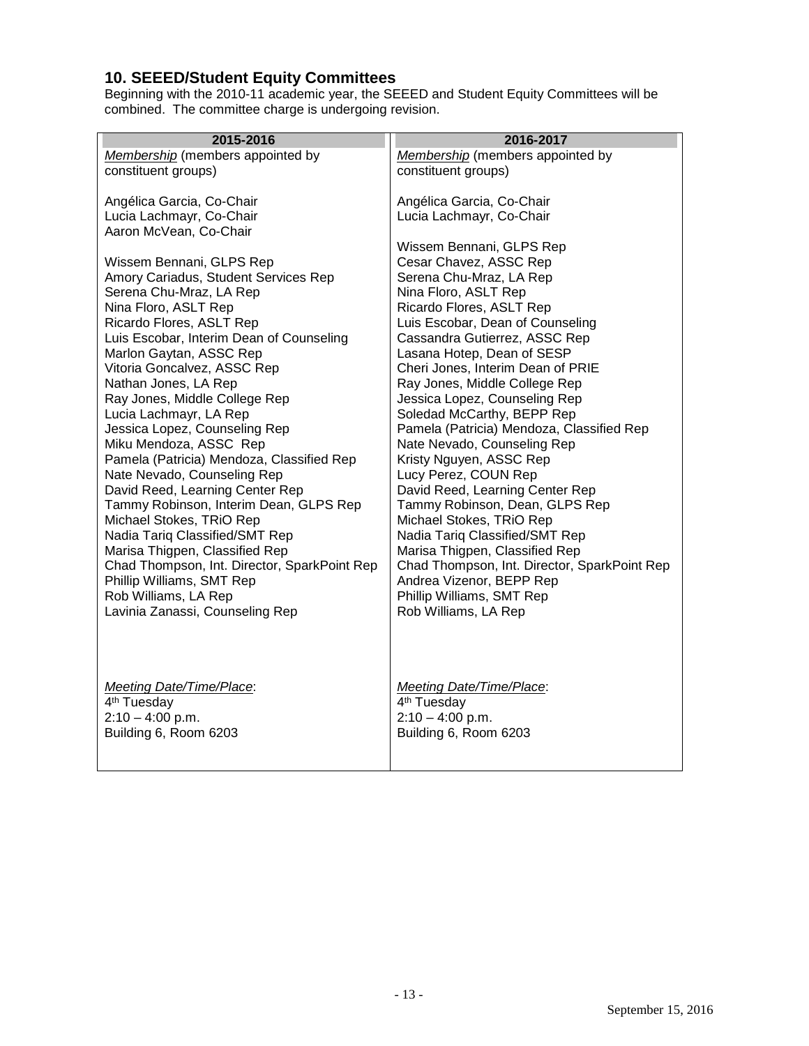## 10. SEEED/Student Equity Committees

Beginning with the 2010-11 academic year, the SEEED and Student Equity Committees will be combined. The committee charge is undergoing revision.

| 2015-2016 | 2016-2017 |
|---|---|
| *Membership* (members appointed by constituent groups)<br><br>Angélica Garcia, Co-Chair<br>Lucia Lachmayr, Co-Chair<br>Aaron McVean, Co-Chair<br><br>Wissem Bennani, GLPS Rep<br>Amory Cariadus, Student Services Rep<br>Serena Chu-Mraz, LA Rep<br>Nina Floro, ASLT Rep<br>Ricardo Flores, ASLT Rep<br>Luis Escobar, Interim Dean of Counseling<br>Marlon Gaytan, ASSC Rep<br>Vitoria Goncalvez, ASSC Rep<br>Nathan Jones, LA Rep<br>Ray Jones, Middle College Rep<br>Lucia Lachmayr, LA Rep<br>Jessica Lopez, Counseling Rep<br>Miku Mendoza, ASSC Rep<br>Pamela (Patricia) Mendoza, Classified Rep<br>Nate Nevado, Counseling Rep<br>David Reed, Learning Center Rep<br>Tammy Robinson, Interim Dean, GLPS Rep<br>Michael Stokes, TRiO Rep<br>Nadia Tariq Classified/SMT Rep<br>Marisa Thigpen, Classified Rep<br>Chad Thompson, Int. Director, SparkPoint Rep<br>Phillip Williams, SMT Rep<br>Rob Williams, LA Rep<br>Lavinia Zanassi, Counseling Rep | *Membership* (members appointed by constituent groups)<br><br>Angélica Garcia, Co-Chair<br>Lucia Lachmayr, Co-Chair<br><br>Wissem Bennani, GLPS Rep<br>Cesar Chavez, ASSC Rep<br>Serena Chu-Mraz, LA Rep<br>Nina Floro, ASLT Rep<br>Ricardo Flores, ASLT Rep<br>Luis Escobar, Dean of Counseling<br>Cassandra Gutierrez, ASSC Rep<br>Lasana Hotep, Dean of SESP<br>Cheri Jones, Interim Dean of PRIE<br>Ray Jones, Middle College Rep<br>Jessica Lopez, Counseling Rep<br>Soledad McCarthy, BEPP Rep<br>Pamela (Patricia) Mendoza, Classified Rep<br>Nate Nevado, Counseling Rep<br>Kristy Nguyen, ASSC Rep<br>Lucy Perez, COUN Rep<br>David Reed, Learning Center Rep<br>Tammy Robinson, Dean, GLPS Rep<br>Michael Stokes, TRiO Rep<br>Nadia Tariq Classified/SMT Rep<br>Marisa Thigpen, Classified Rep<br>Chad Thompson, Int. Director, SparkPoint Rep<br>Andrea Vizenor, BEPP Rep<br>Phillip Williams, SMT Rep<br>Rob Williams, LA Rep |
| *Meeting Date/Time/Place*:<br>4th Tuesday<br>2:10 – 4:00 p.m.<br>Building 6, Room 6203 | *Meeting Date/Time/Place*:<br>4th Tuesday<br>2:10 – 4:00 p.m.<br>Building 6, Room 6203 |

September 15, 2016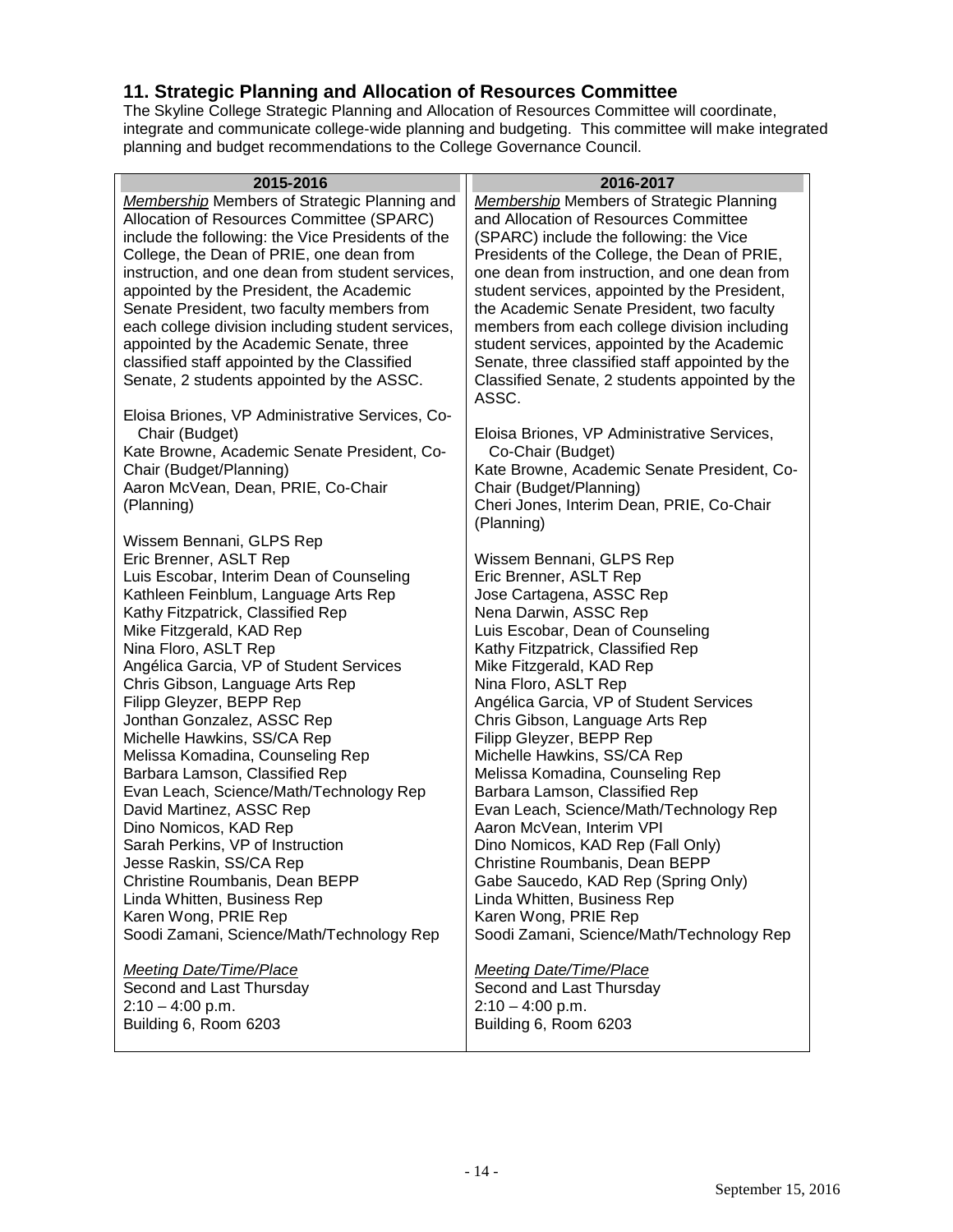## 11. Strategic Planning and Allocation of Resources Committee

The Skyline College Strategic Planning and Allocation of Resources Committee will coordinate, integrate and communicate college-wide planning and budgeting. This committee will make integrated planning and budget recommendations to the College Governance Council.

| 2015-2016 | 2016-2017 |
|---|---|
| *Membership* Members of Strategic Planning and Allocation of Resources Committee (SPARC) include the following: the Vice Presidents of the College, the Dean of PRIE, one dean from instruction, and one dean from student services, appointed by the President, the Academic Senate President, two faculty members from each college division including student services, appointed by the Academic Senate, three classified staff appointed by the Classified Senate, 2 students appointed by the ASSC.<br><br>Eloisa Briones, VP Administrative Services, Co-Chair (Budget)<br>Kate Browne, Academic Senate President, Co-Chair (Budget/Planning)<br>Aaron McVean, Dean, PRIE, Co-Chair (Planning)<br><br>Wissem Bennani, GLPS Rep<br>Eric Brenner, ASLT Rep<br>Luis Escobar, Interim Dean of Counseling<br>Kathleen Feinblum, Language Arts Rep<br>Kathy Fitzpatrick, Classified Rep<br>Mike Fitzgerald, KAD Rep<br>Nina Floro, ASLT Rep<br>Angélica Garcia, VP of Student Services<br>Chris Gibson, Language Arts Rep<br>Filipp Gleyzer, BEPP Rep<br>Jonthan Gonzalez, ASSC Rep<br>Michelle Hawkins, SS/CA Rep<br>Melissa Komadina, Counseling Rep<br>Barbara Lamson, Classified Rep<br>Evan Leach, Science/Math/Technology Rep<br>David Martinez, ASSC Rep<br>Dino Nomicos, KAD Rep<br>Sarah Perkins, VP of Instruction<br>Jesse Raskin, SS/CA Rep<br>Christine Roumbanis, Dean BEPP<br>Linda Whitten, Business Rep<br>Karen Wong, PRIE Rep<br>Soodi Zamani, Science/Math/Technology Rep<br><br>*Meeting Date/Time/Place*<br>Second and Last Thursday<br>2:10 – 4:00 p.m.<br>Building 6, Room 6203 | *Membership* Members of Strategic Planning and Allocation of Resources Committee (SPARC) include the following: the Vice Presidents of the College, the Dean of PRIE, one dean from instruction, and one dean from student services, appointed by the President, the Academic Senate President, two faculty members from each college division including student services, appointed by the Academic Senate, three classified staff appointed by the Classified Senate, 2 students appointed by the ASSC.<br><br>Eloisa Briones, VP Administrative Services, Co-Chair (Budget)<br>Kate Browne, Academic Senate President, Co-Chair (Budget/Planning)<br>Cheri Jones, Interim Dean, PRIE, Co-Chair (Planning)<br><br>Wissem Bennani, GLPS Rep<br>Eric Brenner, ASLT Rep<br>Jose Cartagena, ASSC Rep<br>Nena Darwin, ASSC Rep<br>Luis Escobar, Dean of Counseling<br>Kathy Fitzpatrick, Classified Rep<br>Mike Fitzgerald, KAD Rep<br>Nina Floro, ASLT Rep<br>Angélica Garcia, VP of Student Services<br>Chris Gibson, Language Arts Rep<br>Filipp Gleyzer, BEPP Rep<br>Michelle Hawkins, SS/CA Rep<br>Melissa Komadina, Counseling Rep<br>Barbara Lamson, Classified Rep<br>Evan Leach, Science/Math/Technology Rep<br>Aaron McVean, Interim VPI<br>Dino Nomicos, KAD Rep (Fall Only)<br>Christine Roumbanis, Dean BEPP<br>Gabe Saucedo, KAD Rep (Spring Only)<br>Linda Whitten, Business Rep<br>Karen Wong, PRIE Rep<br>Soodi Zamani, Science/Math/Technology Rep<br><br>*Meeting Date/Time/Place*<br>Second and Last Thursday<br>2:10 – 4:00 p.m.<br>Building 6, Room 6203 |

September 15, 2016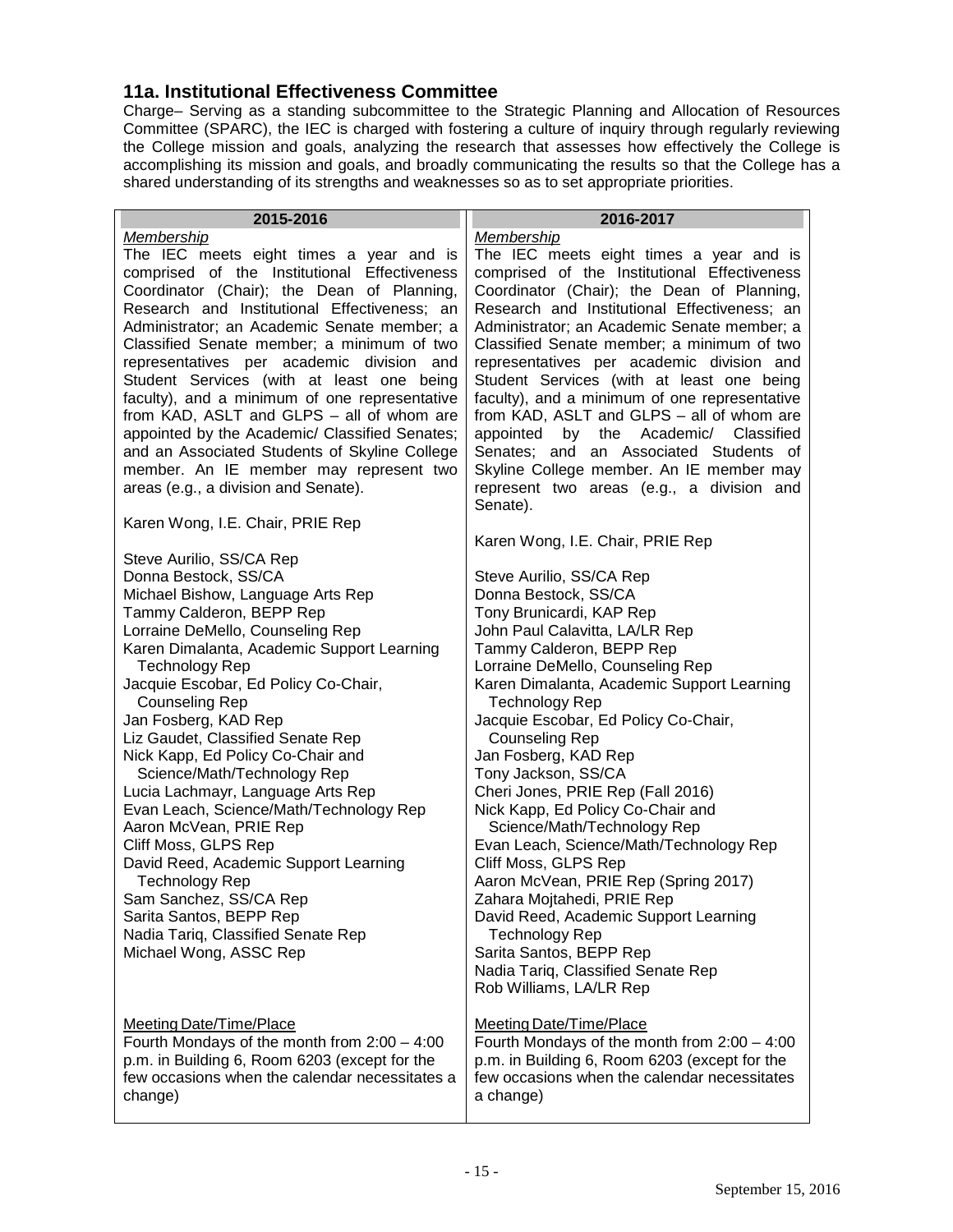## 11a. Institutional Effectiveness Committee

Charge– Serving as a standing subcommittee to the Strategic Planning and Allocation of Resources Committee (SPARC), the IEC is charged with fostering a culture of inquiry through regularly reviewing the College mission and goals, analyzing the research that assesses how effectively the College is accomplishing its mission and goals, and broadly communicating the results so that the College has a shared understanding of its strengths and weaknesses so as to set appropriate priorities.

| 2015-2016 | 2016-2017 |
|---|---|
| *Membership*<br>The IEC meets eight times a year and is comprised of the Institutional Effectiveness Coordinator (Chair); the Dean of Planning, Research and Institutional Effectiveness; an Administrator; an Academic Senate member; a Classified Senate member; a minimum of two representatives per academic division and Student Services (with at least one being faculty), and a minimum of one representative from KAD, ASLT and GLPS – all of whom are appointed by the Academic/ Classified Senates; and an Associated Students of Skyline College member. An IE member may represent two areas (e.g., a division and Senate). | *Membership*<br>The IEC meets eight times a year and is comprised of the Institutional Effectiveness Coordinator (Chair); the Dean of Planning, Research and Institutional Effectiveness; an Administrator; an Academic Senate member; a Classified Senate member; a minimum of two representatives per academic division and Student Services (with at least one being faculty), and a minimum of one representative from KAD, ASLT and GLPS – all of whom are appointed by the Academic/ Classified Senates; and an Associated Students of Skyline College member. An IE member may represent two areas (e.g., a division and Senate). |
| Karen Wong, I.E. Chair, PRIE Rep | Karen Wong, I.E. Chair, PRIE Rep |
| Steve Aurilio, SS/CA Rep<br>Donna Bestock, SS/CA<br>Michael Bishow, Language Arts Rep<br>Tammy Calderon, BEPP Rep<br>Lorraine DeMello, Counseling Rep<br>Karen Dimalanta, Academic Support Learning Technology Rep<br>Jacquie Escobar, Ed Policy Co-Chair, Counseling Rep<br>Jan Fosberg, KAD Rep<br>Liz Gaudet, Classified Senate Rep<br>Nick Kapp, Ed Policy Co-Chair and Science/Math/Technology Rep<br>Lucia Lachmayr, Language Arts Rep<br>Evan Leach, Science/Math/Technology Rep<br>Aaron McVean, PRIE Rep<br>Cliff Moss, GLPS Rep<br>David Reed, Academic Support Learning Technology Rep<br>Sam Sanchez, SS/CA Rep<br>Sarita Santos, BEPP Rep<br>Nadia Tariq, Classified Senate Rep<br>Michael Wong, ASSC Rep | Steve Aurilio, SS/CA Rep<br>Donna Bestock, SS/CA<br>Tony Brunicardi, KAP Rep<br>John Paul Calavitta, LA/LR Rep<br>Tammy Calderon, BEPP Rep<br>Lorraine DeMello, Counseling Rep<br>Karen Dimalanta, Academic Support Learning Technology Rep<br>Jacquie Escobar, Ed Policy Co-Chair, Counseling Rep<br>Jan Fosberg, KAD Rep<br>Tony Jackson, SS/CA<br>Cheri Jones, PRIE Rep (Fall 2016)<br>Nick Kapp, Ed Policy Co-Chair and Science/Math/Technology Rep<br>Evan Leach, Science/Math/Technology Rep<br>Cliff Moss, GLPS Rep<br>Aaron McVean, PRIE Rep (Spring 2017)<br>Zahara Mojtahedi, PRIE Rep<br>David Reed, Academic Support Learning Technology Rep<br>Sarita Santos, BEPP Rep<br>Nadia Tariq, Classified Senate Rep<br>Rob Williams, LA/LR Rep |
| <u>Meeting Date/Time/Place</u><br>Fourth Mondays of the month from 2:00 – 4:00 p.m. in Building 6, Room 6203 (except for the few occasions when the calendar necessitates a change) | <u>Meeting Date/Time/Place</u><br>Fourth Mondays of the month from 2:00 – 4:00 p.m. in Building 6, Room 6203 (except for the few occasions when the calendar necessitates a change) |

September 15, 2016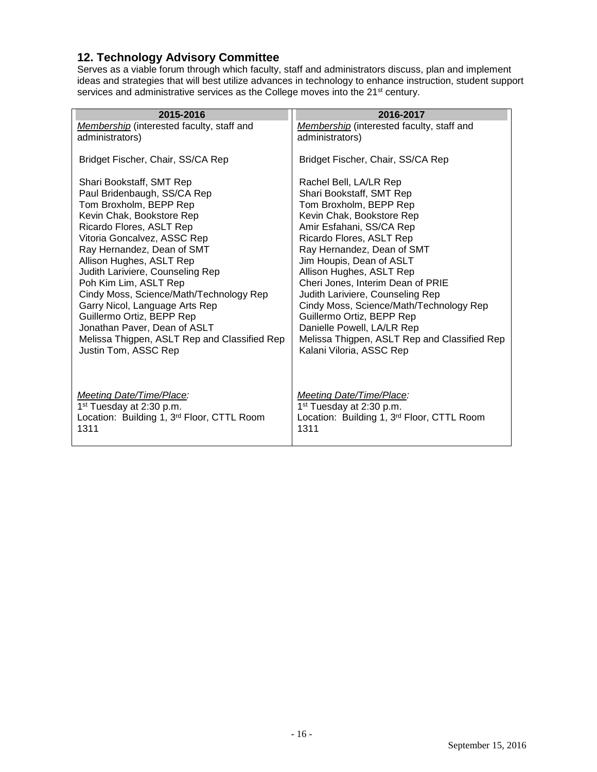## 12. Technology Advisory Committee

Serves as a viable forum through which faculty, staff and administrators discuss, plan and implement ideas and strategies that will best utilize advances in technology to enhance instruction, student support services and administrative services as the College moves into the 21st century.

| 2015-2016 | 2016-2017 |
|---|---|
| *Membership* (interested faculty, staff and administrators) | *Membership* (interested faculty, staff and administrators) |
| Bridget Fischer, Chair, SS/CA Rep | Bridget Fischer, Chair, SS/CA Rep |
| Shari Bookstaff, SMT Rep<br>Paul Bridenbaugh, SS/CA Rep<br>Tom Broxholm, BEPP Rep<br>Kevin Chak, Bookstore Rep<br>Ricardo Flores, ASLT Rep<br>Vitoria Goncalvez, ASSC Rep<br>Ray Hernandez, Dean of SMT<br>Allison Hughes, ASLT Rep<br>Judith Lariviere, Counseling Rep<br>Poh Kim Lim, ASLT Rep<br>Cindy Moss, Science/Math/Technology Rep<br>Garry Nicol, Language Arts Rep<br>Guillermo Ortiz, BEPP Rep<br>Jonathan Paver, Dean of ASLT<br>Melissa Thigpen, ASLT Rep and Classified Rep<br>Justin Tom, ASSC Rep | Rachel Bell, LA/LR Rep<br>Shari Bookstaff, SMT Rep<br>Tom Broxholm, BEPP Rep<br>Kevin Chak, Bookstore Rep<br>Amir Esfahani, SS/CA Rep<br>Ricardo Flores, ASLT Rep<br>Ray Hernandez, Dean of SMT<br>Jim Houpis, Dean of ASLT<br>Allison Hughes, ASLT Rep<br>Cheri Jones, Interim Dean of PRIE<br>Judith Lariviere, Counseling Rep<br>Cindy Moss, Science/Math/Technology Rep<br>Guillermo Ortiz, BEPP Rep<br>Danielle Powell, LA/LR Rep<br>Melissa Thigpen, ASLT Rep and Classified Rep<br>Kalani Viloria, ASSC Rep |
| *Meeting Date/Time/Place:*<br>1st Tuesday at 2:30 p.m.<br>Location: Building 1, 3rd Floor, CTTL Room 1311 | *Meeting Date/Time/Place:*<br>1st Tuesday at 2:30 p.m.<br>Location: Building 1, 3rd Floor, CTTL Room 1311 |

September 15, 2016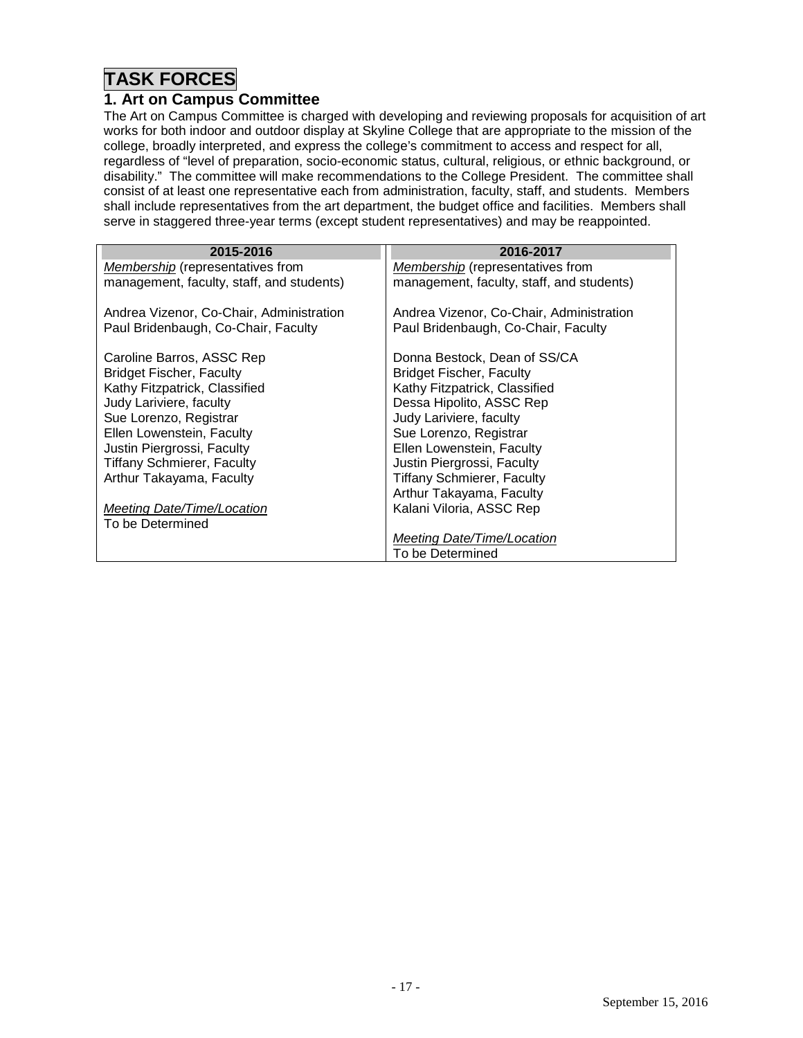# TASK FORCES

## 1. Art on Campus Committee

The Art on Campus Committee is charged with developing and reviewing proposals for acquisition of art works for both indoor and outdoor display at Skyline College that are appropriate to the mission of the college, broadly interpreted, and express the college's commitment to access and respect for all, regardless of "level of preparation, socio-economic status, cultural, religious, or ethnic background, or disability." The committee will make recommendations to the College President. The committee shall consist of at least one representative each from administration, faculty, staff, and students. Members shall include representatives from the art department, the budget office and facilities. Members shall serve in staggered three-year terms (except student representatives) and may be reappointed.

| 2015-2016 | 2016-2017 |
|---|---|
| *Membership* (representatives from management, faculty, staff, and students)<br><br>Andrea Vizenor, Co-Chair, Administration<br>Paul Bridenbaugh, Co-Chair, Faculty<br><br>Caroline Barros, ASSC Rep<br>Bridget Fischer, Faculty<br>Kathy Fitzpatrick, Classified<br>Judy Lariviere, faculty<br>Sue Lorenzo, Registrar<br>Ellen Lowenstein, Faculty<br>Justin Piergrossi, Faculty<br>Tiffany Schmierer, Faculty<br>Arthur Takayama, Faculty<br><br>*Meeting Date/Time/Location*<br>To be Determined | *Membership* (representatives from management, faculty, staff, and students)<br><br>Andrea Vizenor, Co-Chair, Administration<br>Paul Bridenbaugh, Co-Chair, Faculty<br><br>Donna Bestock, Dean of SS/CA<br>Bridget Fischer, Faculty<br>Kathy Fitzpatrick, Classified<br>Dessa Hipolito, ASSC Rep<br>Judy Lariviere, faculty<br>Sue Lorenzo, Registrar<br>Ellen Lowenstein, Faculty<br>Justin Piergrossi, Faculty<br>Tiffany Schmierer, Faculty<br>Arthur Takayama, Faculty<br>Kalani Viloria, ASSC Rep<br><br>*Meeting Date/Time/Location*<br>To be Determined |

September 15, 2016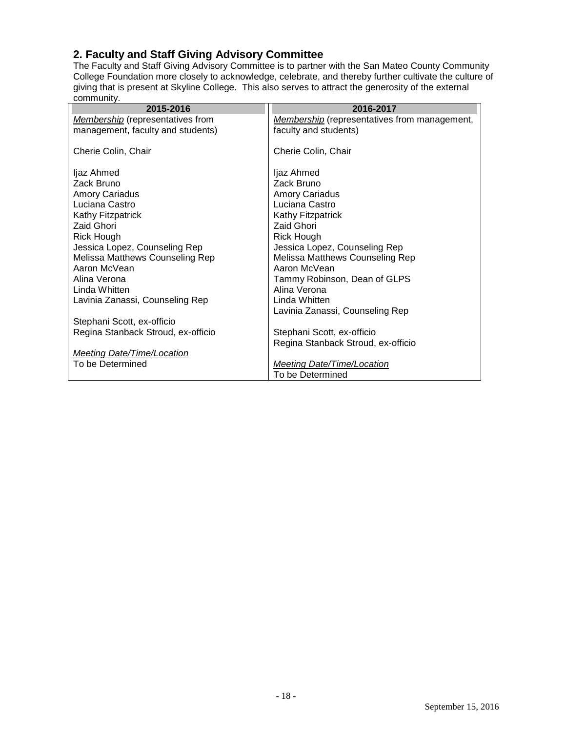## 2. Faculty and Staff Giving Advisory Committee

The Faculty and Staff Giving Advisory Committee is to partner with the San Mateo County Community College Foundation more closely to acknowledge, celebrate, and thereby further cultivate the culture of giving that is present at Skyline College. This also serves to attract the generosity of the external community.

| 2015-2016 | 2016-2017 |
|---|---|
| *Membership* (representatives from management, faculty and students) | *Membership* (representatives from management, faculty and students) |
| Cherie Colin, Chair | Cherie Colin, Chair |
| Ijaz Ahmed<br>Zack Bruno<br>Amory Cariadus<br>Luciana Castro<br>Kathy Fitzpatrick<br>Zaid Ghori<br>Rick Hough<br>Jessica Lopez, Counseling Rep<br>Melissa Matthews Counseling Rep<br>Aaron McVean<br>Alina Verona<br>Linda Whitten<br>Lavinia Zanassi, Counseling Rep | Ijaz Ahmed<br>Zack Bruno<br>Amory Cariadus<br>Luciana Castro<br>Kathy Fitzpatrick<br>Zaid Ghori<br>Rick Hough<br>Jessica Lopez, Counseling Rep<br>Melissa Matthews Counseling Rep<br>Aaron McVean<br>Tammy Robinson, Dean of GLPS<br>Alina Verona<br>Linda Whitten<br>Lavinia Zanassi, Counseling Rep |
| Stephani Scott, ex-officio<br>Regina Stanback Stroud, ex-officio | Stephani Scott, ex-officio<br>Regina Stanback Stroud, ex-officio |
| *Meeting Date/Time/Location*<br>To be Determined | *Meeting Date/Time/Location*<br>To be Determined |

September 15, 2016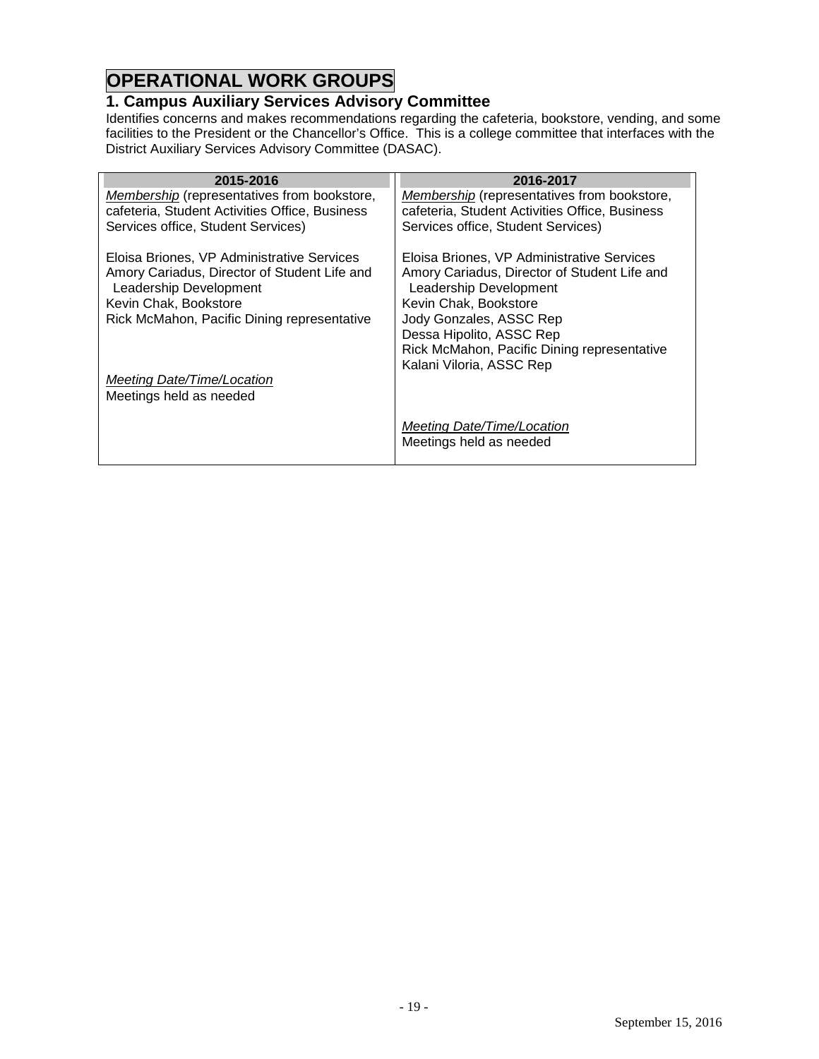# OPERATIONAL WORK GROUPS

## 1. Campus Auxiliary Services Advisory Committee

Identifies concerns and makes recommendations regarding the cafeteria, bookstore, vending, and some facilities to the President or the Chancellor's Office. This is a college committee that interfaces with the District Auxiliary Services Advisory Committee (DASAC).

| 2015-2016 | 2016-2017 |
|---|---|
| *Membership* (representatives from bookstore, cafeteria, Student Activities Office, Business Services office, Student Services)<br><br>Eloisa Briones, VP Administrative Services<br>Amory Cariadus, Director of Student Life and Leadership Development<br>Kevin Chak, Bookstore<br>Rick McMahon, Pacific Dining representative<br><br>*Meeting Date/Time/Location*<br>Meetings held as needed | *Membership* (representatives from bookstore, cafeteria, Student Activities Office, Business Services office, Student Services)<br><br>Eloisa Briones, VP Administrative Services<br>Amory Cariadus, Director of Student Life and Leadership Development<br>Kevin Chak, Bookstore<br>Jody Gonzales, ASSC Rep<br>Dessa Hipolito, ASSC Rep<br>Rick McMahon, Pacific Dining representative<br>Kalani Viloria, ASSC Rep<br><br>*Meeting Date/Time/Location*<br>Meetings held as needed |

September 15, 2016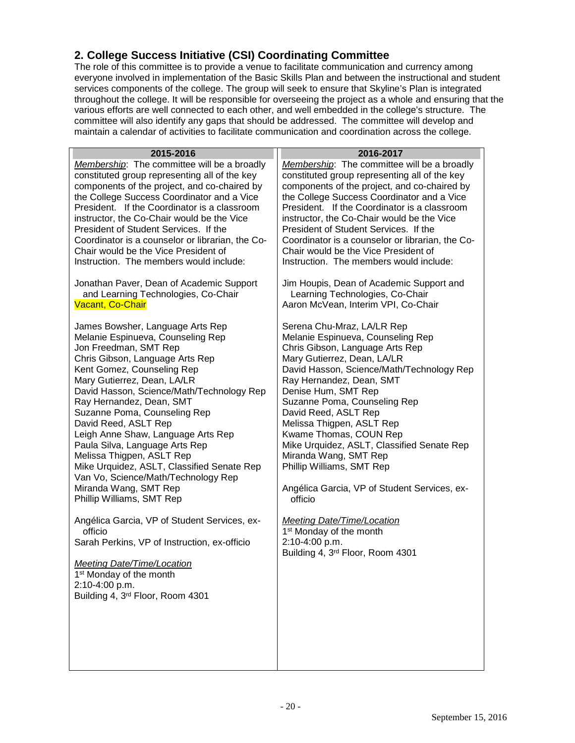## 2. College Success Initiative (CSI) Coordinating Committee

The role of this committee is to provide a venue to facilitate communication and currency among everyone involved in implementation of the Basic Skills Plan and between the instructional and student services components of the college. The group will seek to ensure that Skyline's Plan is integrated throughout the college. It will be responsible for overseeing the project as a whole and ensuring that the various efforts are well connected to each other, and well embedded in the college's structure. The committee will also identify any gaps that should be addressed. The committee will develop and maintain a calendar of activities to facilitate communication and coordination across the college.

| 2015-2016 | 2016-2017 |
|---|---|
| *Membership*: The committee will be a broadly constituted group representing all of the key components of the project, and co-chaired by the College Success Coordinator and a Vice President. If the Coordinator is a classroom instructor, the Co-Chair would be the Vice President of Student Services. If the Coordinator is a counselor or librarian, the Co-Chair would be the Vice President of Instruction. The members would include:<br><br>Jonathan Paver, Dean of Academic Support and Learning Technologies, Co-Chair<br>Vacant, Co-Chair<br><br>James Bowsher, Language Arts Rep<br>Melanie Espinueva, Counseling Rep<br>Jon Freedman, SMT Rep<br>Chris Gibson, Language Arts Rep<br>Kent Gomez, Counseling Rep<br>Mary Gutierrez, Dean, LA/LR<br>David Hasson, Science/Math/Technology Rep<br>Ray Hernandez, Dean, SMT<br>Suzanne Poma, Counseling Rep<br>David Reed, ASLT Rep<br>Leigh Anne Shaw, Language Arts Rep<br>Paula Silva, Language Arts Rep<br>Melissa Thigpen, ASLT Rep<br>Mike Urquidez, ASLT, Classified Senate Rep<br>Van Vo, Science/Math/Technology Rep<br>Miranda Wang, SMT Rep<br>Phillip Williams, SMT Rep<br><br>Angélica Garcia, VP of Student Services, ex-officio<br>Sarah Perkins, VP of Instruction, ex-officio<br><br>*Meeting Date/Time/Location*<br>1st Monday of the month<br>2:10-4:00 p.m.<br>Building 4, 3rd Floor, Room 4301 | *Membership*: The committee will be a broadly constituted group representing all of the key components of the project, and co-chaired by the College Success Coordinator and a Vice President. If the Coordinator is a classroom instructor, the Co-Chair would be the Vice President of Student Services. If the Coordinator is a counselor or librarian, the Co-Chair would be the Vice President of Instruction. The members would include:<br><br>Jim Houpis, Dean of Academic Support and Learning Technologies, Co-Chair<br>Aaron McVean, Interim VPI, Co-Chair<br><br>Serena Chu-Mraz, LA/LR Rep<br>Melanie Espinueva, Counseling Rep<br>Chris Gibson, Language Arts Rep<br>Mary Gutierrez, Dean, LA/LR<br>David Hasson, Science/Math/Technology Rep<br>Ray Hernandez, Dean, SMT<br>Denise Hum, SMT Rep<br>Suzanne Poma, Counseling Rep<br>David Reed, ASLT Rep<br>Melissa Thigpen, ASLT Rep<br>Kwame Thomas, COUN Rep<br>Mike Urquidez, ASLT, Classified Senate Rep<br>Miranda Wang, SMT Rep<br>Phillip Williams, SMT Rep<br><br>Angélica Garcia, VP of Student Services, ex-officio<br><br>*Meeting Date/Time/Location*<br>1st Monday of the month<br>2:10-4:00 p.m.<br>Building 4, 3rd Floor, Room 4301 |

September 15, 2016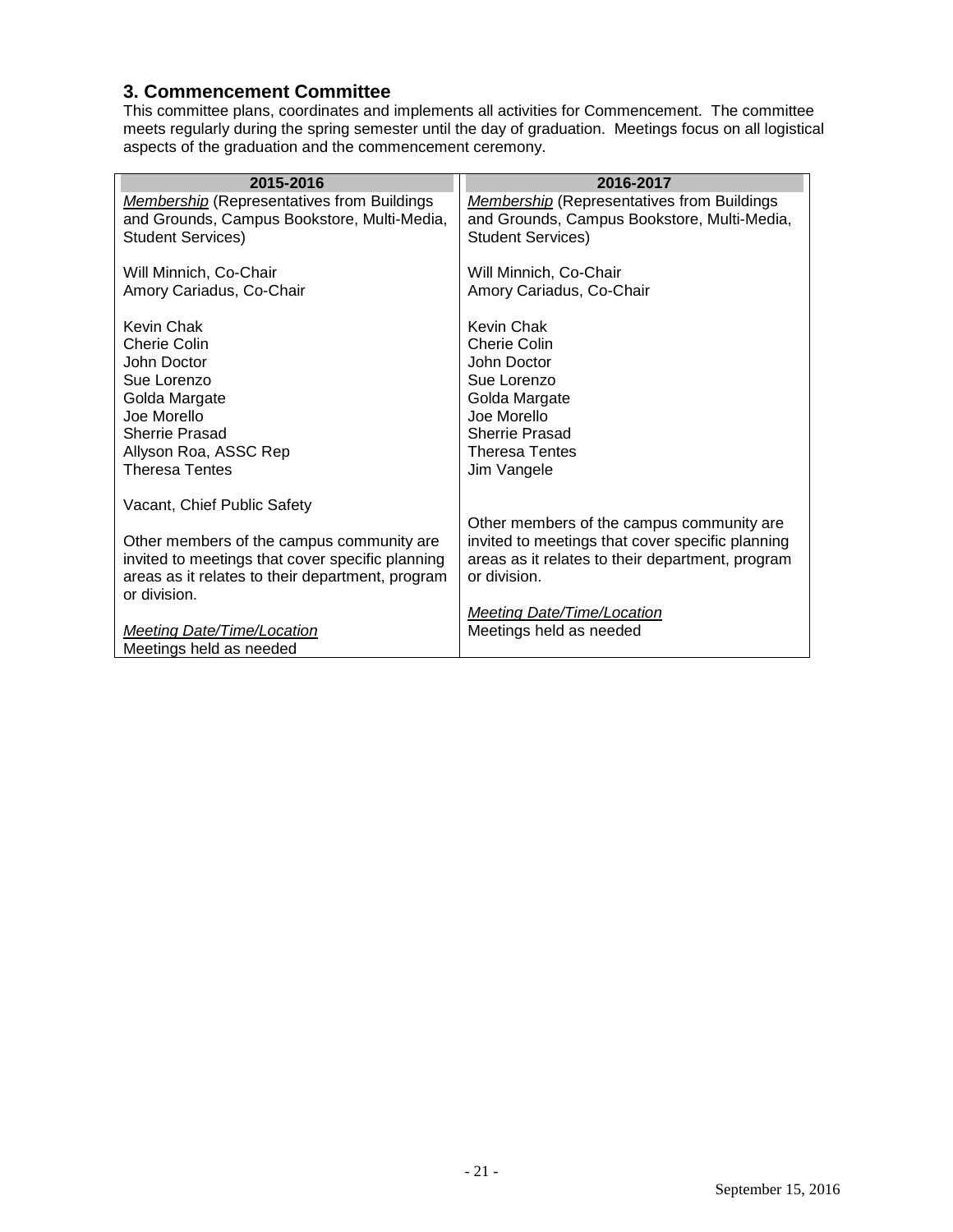### 3. Commencement Committee

This committee plans, coordinates and implements all activities for Commencement. The committee meets regularly during the spring semester until the day of graduation. Meetings focus on all logistical aspects of the graduation and the commencement ceremony.

| 2015-2016 | 2016-2017 |
|---|---|
| *Membership* (Representatives from Buildings and Grounds, Campus Bookstore, Multi-Media, Student Services) | *Membership* (Representatives from Buildings and Grounds, Campus Bookstore, Multi-Media, Student Services) |
| Will Minnich, Co-Chair<br>Amory Cariadus, Co-Chair | Will Minnich, Co-Chair<br>Amory Cariadus, Co-Chair |
| Kevin Chak<br>Cherie Colin<br>John Doctor<br>Sue Lorenzo<br>Golda Margate<br>Joe Morello<br>Sherrie Prasad<br>Allyson Roa, ASSC Rep<br>Theresa Tentes | Kevin Chak<br>Cherie Colin<br>John Doctor<br>Sue Lorenzo<br>Golda Margate<br>Joe Morello<br>Sherrie Prasad<br>Theresa Tentes<br>Jim Vangele |
| Vacant, Chief Public Safety | |
| Other members of the campus community are invited to meetings that cover specific planning areas as it relates to their department, program or division. | Other members of the campus community are invited to meetings that cover specific planning areas as it relates to their department, program or division. |
| *Meeting Date/Time/Location*<br>Meetings held as needed | *Meeting Date/Time/Location*<br>Meetings held as needed |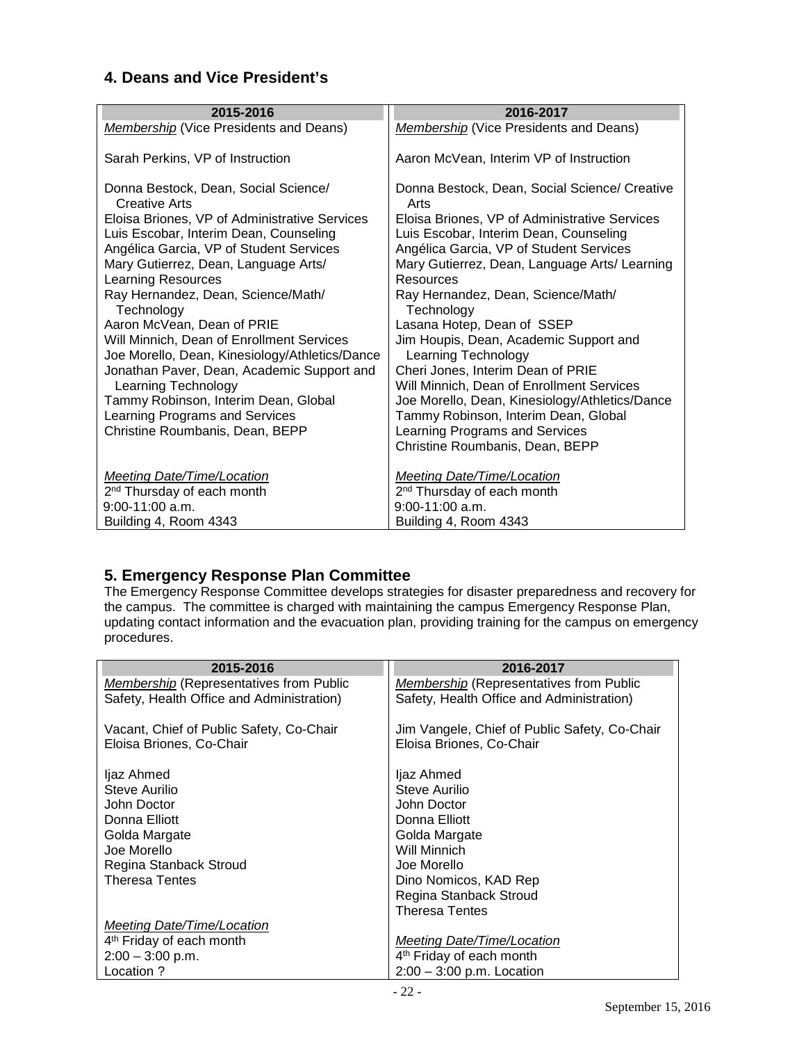## 4. Deans and Vice President's

| 2015-2016 | 2016-2017 |
|---|---|
| *Membership* (Vice Presidents and Deans)<br><br>Sarah Perkins, VP of Instruction<br><br>Donna Bestock, Dean, Social Science/ Creative Arts<br>Eloisa Briones, VP of Administrative Services<br>Luis Escobar, Interim Dean, Counseling<br>Angélica Garcia, VP of Student Services<br>Mary Gutierrez, Dean, Language Arts/ Learning Resources<br>Ray Hernandez, Dean, Science/Math/ Technology<br>Aaron McVean, Dean of PRIE<br>Will Minnich, Dean of Enrollment Services<br>Joe Morello, Dean, Kinesiology/Athletics/Dance<br>Jonathan Paver, Dean, Academic Support and Learning Technology<br>Tammy Robinson, Interim Dean, Global Learning Programs and Services<br>Christine Roumbanis, Dean, BEPP<br><br>*Meeting Date/Time/Location*<br>2nd Thursday of each month<br>9:00-11:00 a.m.<br>Building 4, Room 4343 | *Membership* (Vice Presidents and Deans)<br><br>Aaron McVean, Interim VP of Instruction<br><br>Donna Bestock, Dean, Social Science/ Creative Arts<br>Eloisa Briones, VP of Administrative Services<br>Luis Escobar, Interim Dean, Counseling<br>Angélica Garcia, VP of Student Services<br>Mary Gutierrez, Dean, Language Arts/ Learning Resources<br>Ray Hernandez, Dean, Science/Math/ Technology<br>Lasana Hotep, Dean of SSEP<br>Jim Houpis, Dean, Academic Support and Learning Technology<br>Cheri Jones, Interim Dean of PRIE<br>Will Minnich, Dean of Enrollment Services<br>Joe Morello, Dean, Kinesiology/Athletics/Dance<br>Tammy Robinson, Interim Dean, Global Learning Programs and Services<br>Christine Roumbanis, Dean, BEPP<br><br>*Meeting Date/Time/Location*<br>2nd Thursday of each month<br>9:00-11:00 a.m.<br>Building 4, Room 4343 |

## 5. Emergency Response Plan Committee

The Emergency Response Committee develops strategies for disaster preparedness and recovery for the campus. The committee is charged with maintaining the campus Emergency Response Plan, updating contact information and the evacuation plan, providing training for the campus on emergency procedures.

| 2015-2016 | 2016-2017 |
|---|---|
| *Membership* (Representatives from Public Safety, Health Office and Administration)<br><br>Vacant, Chief of Public Safety, Co-Chair<br>Eloisa Briones, Co-Chair<br><br>Ijaz Ahmed<br>Steve Aurilio<br>John Doctor<br>Donna Elliott<br>Golda Margate<br>Joe Morello<br>Regina Stanback Stroud<br>Theresa Tentes<br><br>*Meeting Date/Time/Location*<br>4th Friday of each month<br>2:00 – 3:00 p.m.<br>Location ? | *Membership* (Representatives from Public Safety, Health Office and Administration)<br><br>Jim Vangele, Chief of Public Safety, Co-Chair<br>Eloisa Briones, Co-Chair<br><br>Ijaz Ahmed<br>Steve Aurilio<br>John Doctor<br>Donna Elliott<br>Golda Margate<br>Will Minnich<br>Joe Morello<br>Dino Nomicos, KAD Rep<br>Regina Stanback Stroud<br>Theresa Tentes<br><br>*Meeting Date/Time/Location*<br>4th Friday of each month<br>2:00 – 3:00 p.m. Location |

September 15, 2016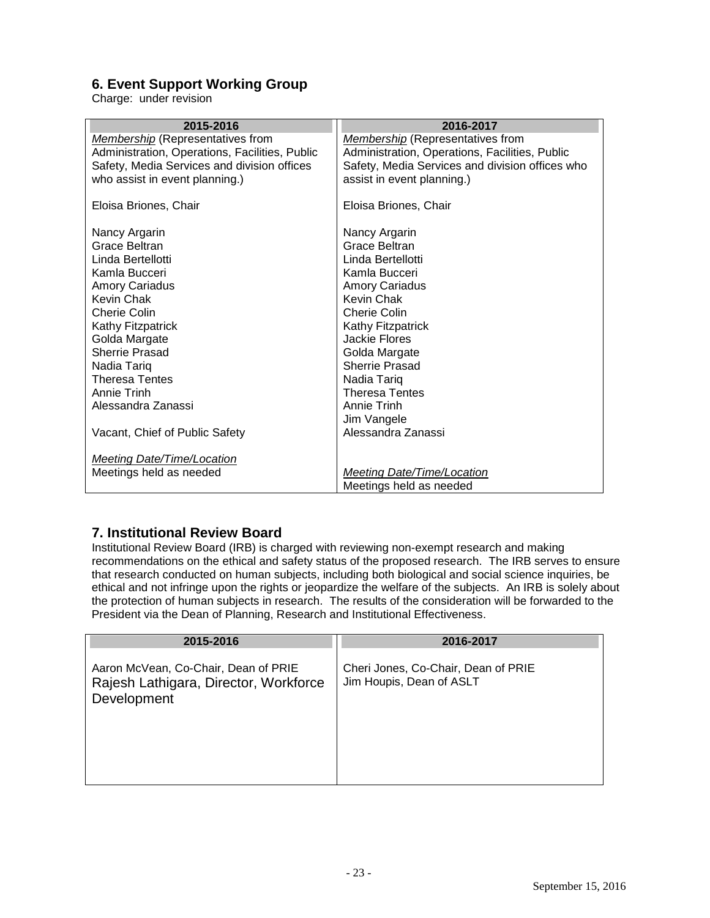## 6. Event Support Working Group

Charge: under revision

| 2015-2016 | 2016-2017 |
|---|---|
| *Membership* (Representatives from Administration, Operations, Facilities, Public Safety, Media Services and division offices who assist in event planning.) | *Membership* (Representatives from Administration, Operations, Facilities, Public Safety, Media Services and division offices who assist in event planning.) |
| Eloisa Briones, Chair | Eloisa Briones, Chair |
| Nancy Argarin<br>Grace Beltran<br>Linda Bertellotti<br>Kamla Bucceri<br>Amory Cariadus<br>Kevin Chak<br>Cherie Colin<br>Kathy Fitzpatrick<br>Golda Margate<br>Sherrie Prasad<br>Nadia Tariq<br>Theresa Tentes<br>Annie Trinh<br>Alessandra Zanassi | Nancy Argarin<br>Grace Beltran<br>Linda Bertellotti<br>Kamla Bucceri<br>Amory Cariadus<br>Kevin Chak<br>Cherie Colin<br>Kathy Fitzpatrick<br>Jackie Flores<br>Golda Margate<br>Sherrie Prasad<br>Nadia Tariq<br>Theresa Tentes<br>Annie Trinh<br>Jim Vangele<br>Alessandra Zanassi |
| Vacant, Chief of Public Safety | |
| *Meeting Date/Time/Location*<br>Meetings held as needed | *Meeting Date/Time/Location*<br>Meetings held as needed |

## 7. Institutional Review Board

Institutional Review Board (IRB) is charged with reviewing non-exempt research and making recommendations on the ethical and safety status of the proposed research. The IRB serves to ensure that research conducted on human subjects, including both biological and social science inquiries, be ethical and not infringe upon the rights or jeopardize the welfare of the subjects. An IRB is solely about the protection of human subjects in research. The results of the consideration will be forwarded to the President via the Dean of Planning, Research and Institutional Effectiveness.

| 2015-2016 | 2016-2017 |
|---|---|
| Aaron McVean, Co-Chair, Dean of PRIE<br>Rajesh Lathigara, Director, Workforce Development | Cheri Jones, Co-Chair, Dean of PRIE<br>Jim Houpis, Dean of ASLT |

September 15, 2016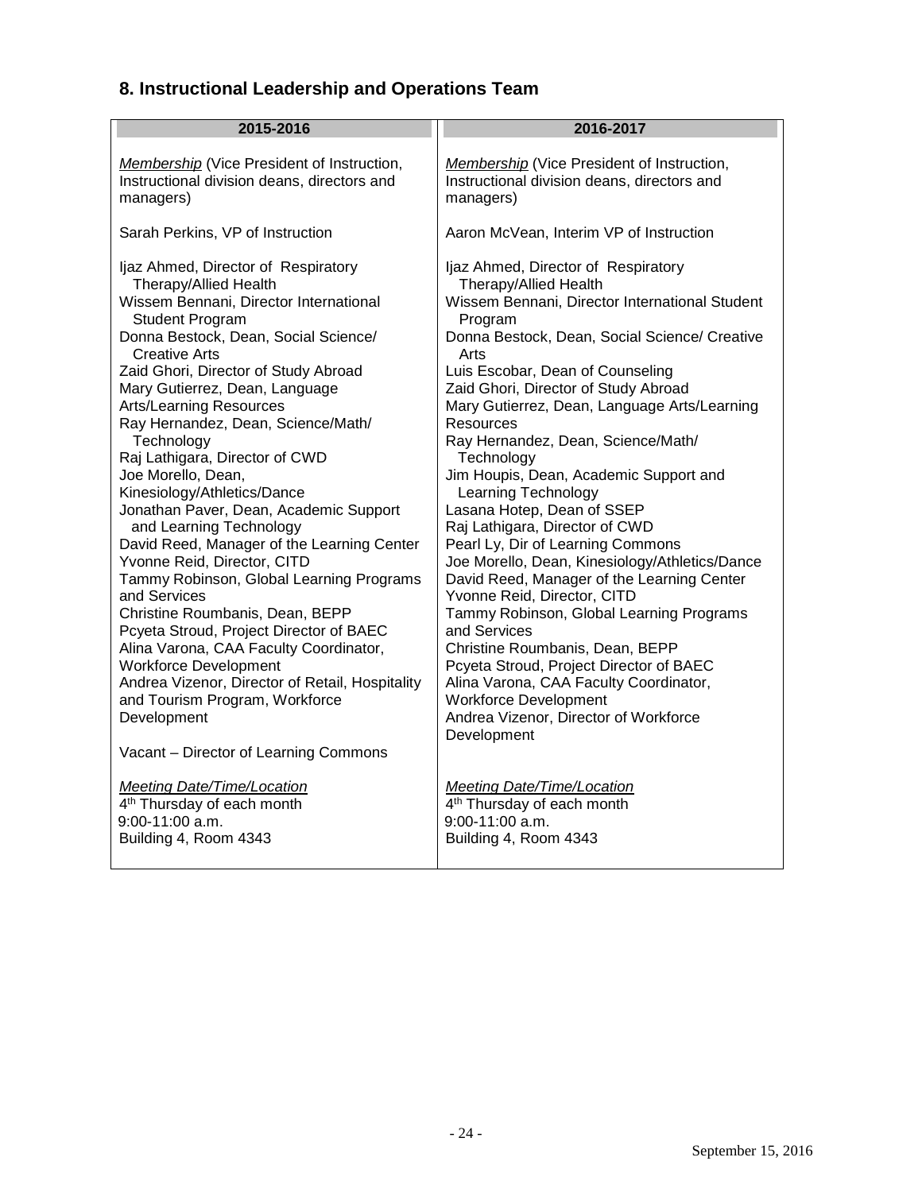## 8. Instructional Leadership and Operations Team

| 2015-2016 | 2016-2017 |
|---|---|
| *Membership* (Vice President of Instruction, Instructional division deans, directors and managers) | *Membership* (Vice President of Instruction, Instructional division deans, directors and managers) |
| Sarah Perkins, VP of Instruction | Aaron McVean, Interim VP of Instruction |
| Ijaz Ahmed, Director of Respiratory Therapy/Allied Health<br>Wissem Bennani, Director International Student Program<br>Donna Bestock, Dean, Social Science/ Creative Arts<br>Zaid Ghori, Director of Study Abroad<br>Mary Gutierrez, Dean, Language Arts/Learning Resources<br>Ray Hernandez, Dean, Science/Math/ Technology<br>Raj Lathigara, Director of CWD<br>Joe Morello, Dean, Kinesiology/Athletics/Dance<br>Jonathan Paver, Dean, Academic Support and Learning Technology<br>David Reed, Manager of the Learning Center<br>Yvonne Reid, Director, CITD<br>Tammy Robinson, Global Learning Programs and Services<br>Christine Roumbanis, Dean, BEPP<br>Pcyeta Stroud, Project Director of BAEC<br>Alina Varona, CAA Faculty Coordinator, Workforce Development<br>Andrea Vizenor, Director of Retail, Hospitality and Tourism Program, Workforce Development | Ijaz Ahmed, Director of Respiratory Therapy/Allied Health<br>Wissem Bennani, Director International Student Program<br>Donna Bestock, Dean, Social Science/ Creative Arts<br>Luis Escobar, Dean of Counseling<br>Zaid Ghori, Director of Study Abroad<br>Mary Gutierrez, Dean, Language Arts/Learning Resources<br>Ray Hernandez, Dean, Science/Math/ Technology<br>Jim Houpis, Dean, Academic Support and Learning Technology<br>Lasana Hotep, Dean of SSEP<br>Raj Lathigara, Director of CWD<br>Pearl Ly, Dir of Learning Commons<br>Joe Morello, Dean, Kinesiology/Athletics/Dance<br>David Reed, Manager of the Learning Center<br>Yvonne Reid, Director, CITD<br>Tammy Robinson, Global Learning Programs and Services<br>Christine Roumbanis, Dean, BEPP<br>Pcyeta Stroud, Project Director of BAEC<br>Alina Varona, CAA Faculty Coordinator, Workforce Development<br>Andrea Vizenor, Director of Workforce Development |
| Vacant – Director of Learning Commons | |
| *Meeting Date/Time/Location*<br>4th Thursday of each month<br>9:00-11:00 a.m.<br>Building 4, Room 4343 | *Meeting Date/Time/Location*<br>4th Thursday of each month<br>9:00-11:00 a.m.<br>Building 4, Room 4343 |

September 15, 2016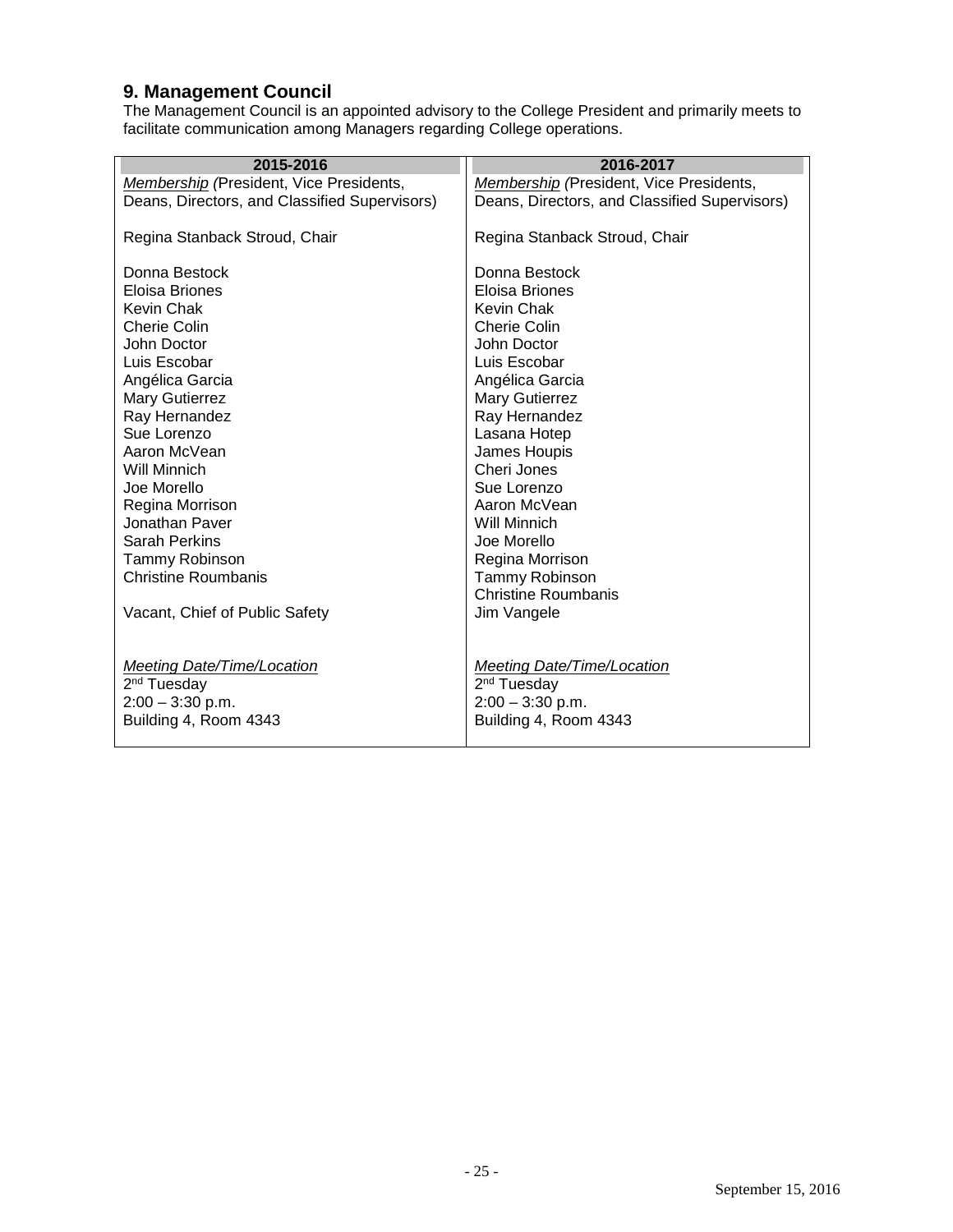## 9. Management Council

The Management Council is an appointed advisory to the College President and primarily meets to facilitate communication among Managers regarding College operations.

| 2015-2016 | 2016-2017 |
|---|---|
| *Membership (*President, Vice Presidents, Deans, Directors, and Classified Supervisors) | *Membership (*President, Vice Presidents, Deans, Directors, and Classified Supervisors) |
| Regina Stanback Stroud, Chair | Regina Stanback Stroud, Chair |
| Donna Bestock<br>Eloisa Briones<br>Kevin Chak<br>Cherie Colin<br>John Doctor<br>Luis Escobar<br>Angélica Garcia<br>Mary Gutierrez<br>Ray Hernandez<br>Sue Lorenzo<br>Aaron McVean<br>Will Minnich<br>Joe Morello<br>Regina Morrison<br>Jonathan Paver<br>Sarah Perkins<br>Tammy Robinson<br>Christine Roumbanis<br><br>Vacant, Chief of Public Safety | Donna Bestock<br>Eloisa Briones<br>Kevin Chak<br>Cherie Colin<br>John Doctor<br>Luis Escobar<br>Angélica Garcia<br>Mary Gutierrez<br>Ray Hernandez<br>Lasana Hotep<br>James Houpis<br>Cheri Jones<br>Sue Lorenzo<br>Aaron McVean<br>Will Minnich<br>Joe Morello<br>Regina Morrison<br>Tammy Robinson<br>Christine Roumbanis<br>Jim Vangele |
| *Meeting Date/Time/Location*<br>2nd Tuesday<br>2:00 – 3:30 p.m.<br>Building 4, Room 4343 | *Meeting Date/Time/Location*<br>2nd Tuesday<br>2:00 – 3:30 p.m.<br>Building 4, Room 4343 |

September 15, 2016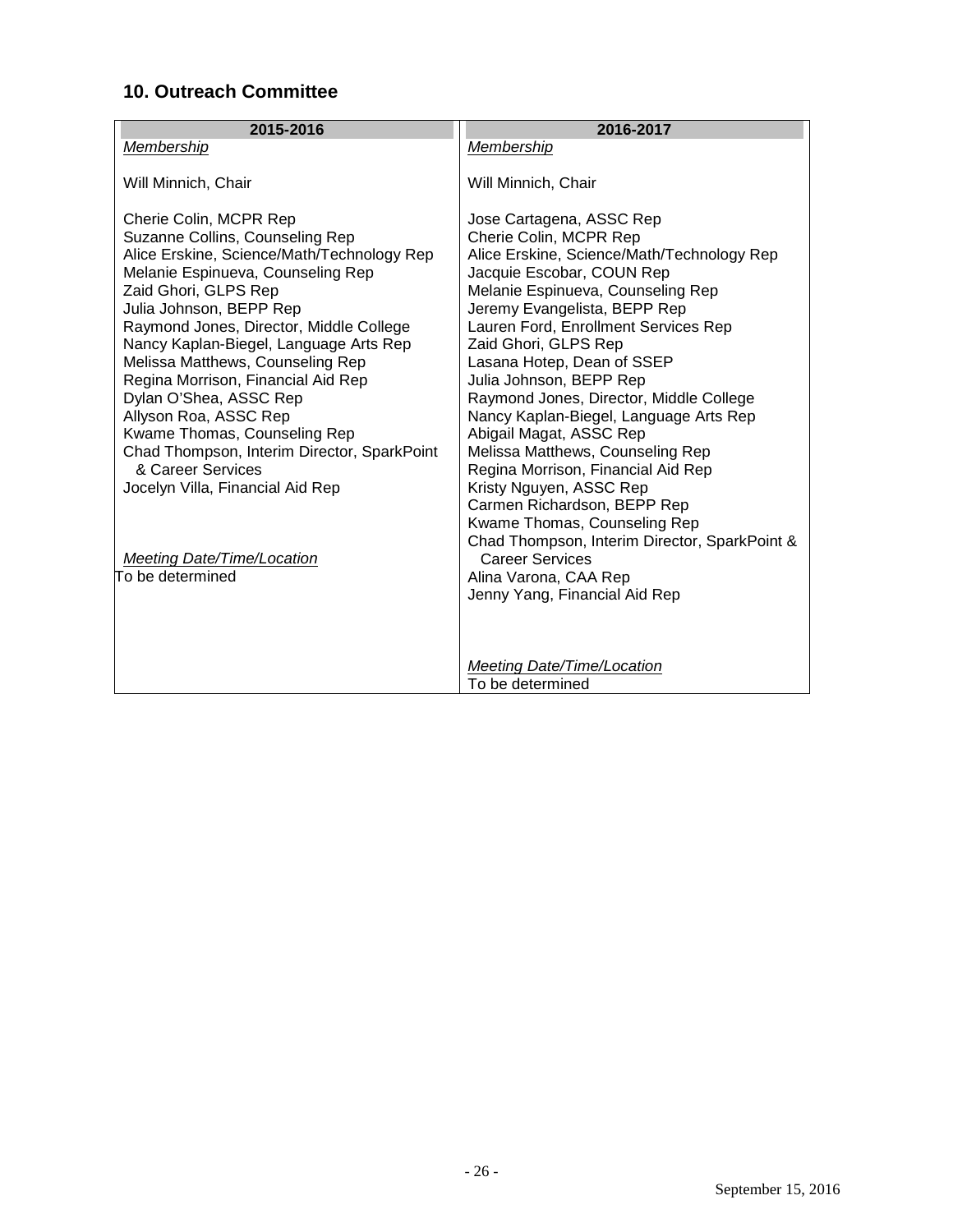## 10. Outreach Committee

| 2015-2016 | 2016-2017 |
|---|---|
| *Membership* | *Membership* |
| Will Minnich, Chair | Will Minnich, Chair |
| Cherie Colin, MCPR Rep<br>Suzanne Collins, Counseling Rep<br>Alice Erskine, Science/Math/Technology Rep<br>Melanie Espinueva, Counseling Rep<br>Zaid Ghori, GLPS Rep<br>Julia Johnson, BEPP Rep<br>Raymond Jones, Director, Middle College<br>Nancy Kaplan-Biegel, Language Arts Rep<br>Melissa Matthews, Counseling Rep<br>Regina Morrison, Financial Aid Rep<br>Dylan O'Shea, ASSC Rep<br>Allyson Roa, ASSC Rep<br>Kwame Thomas, Counseling Rep<br>Chad Thompson, Interim Director, SparkPoint & Career Services<br>Jocelyn Villa, Financial Aid Rep | Jose Cartagena, ASSC Rep<br>Cherie Colin, MCPR Rep<br>Alice Erskine, Science/Math/Technology Rep<br>Jacquie Escobar, COUN Rep<br>Melanie Espinueva, Counseling Rep<br>Jeremy Evangelista, BEPP Rep<br>Lauren Ford, Enrollment Services Rep<br>Zaid Ghori, GLPS Rep<br>Lasana Hotep, Dean of SSEP<br>Julia Johnson, BEPP Rep<br>Raymond Jones, Director, Middle College<br>Nancy Kaplan-Biegel, Language Arts Rep<br>Abigail Magat, ASSC Rep<br>Melissa Matthews, Counseling Rep<br>Regina Morrison, Financial Aid Rep<br>Kristy Nguyen, ASSC Rep<br>Carmen Richardson, BEPP Rep<br>Kwame Thomas, Counseling Rep<br>Chad Thompson, Interim Director, SparkPoint & Career Services<br>Alina Varona, CAA Rep<br>Jenny Yang, Financial Aid Rep |
| *Meeting Date/Time/Location*<br>To be determined | *Meeting Date/Time/Location*<br>To be determined |

September 15, 2016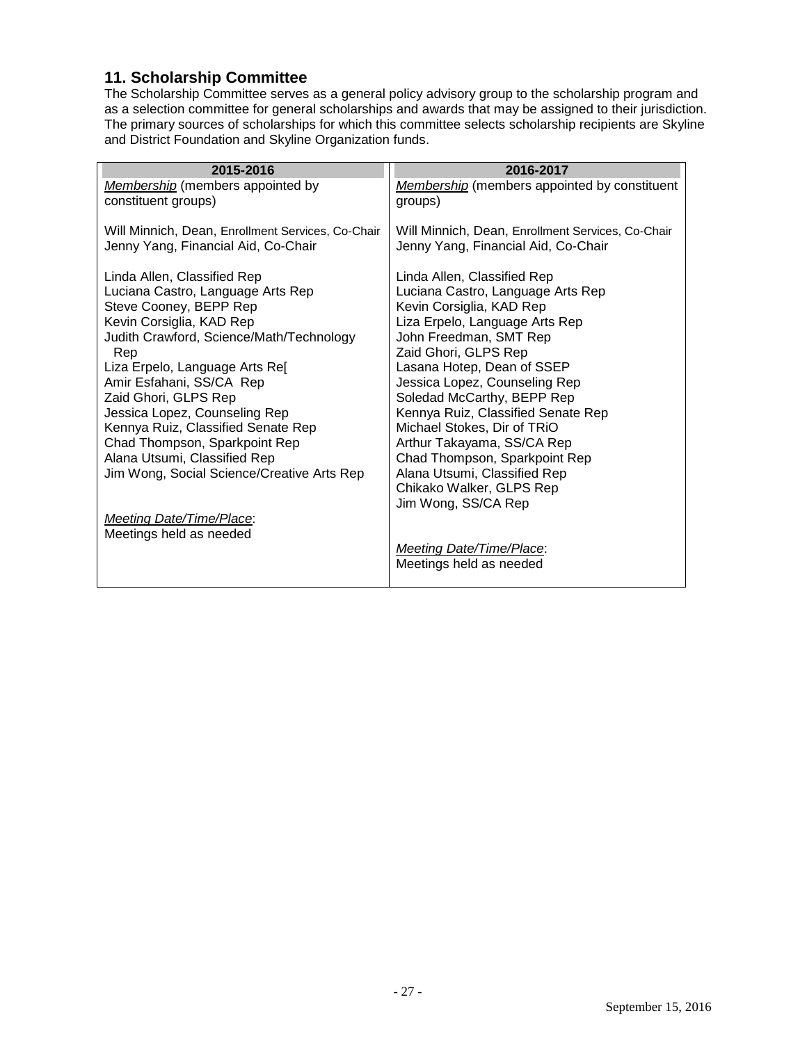## 11. Scholarship Committee

The Scholarship Committee serves as a general policy advisory group to the scholarship program and as a selection committee for general scholarships and awards that may be assigned to their jurisdiction. The primary sources of scholarships for which this committee selects scholarship recipients are Skyline and District Foundation and Skyline Organization funds.

| 2015-2016 | 2016-2017 |
|---|---|
| *Membership* (members appointed by constituent groups) | *Membership* (members appointed by constituent groups) |
| Will Minnich, Dean, Enrollment Services, Co-Chair<br>Jenny Yang, Financial Aid, Co-Chair | Will Minnich, Dean, Enrollment Services, Co-Chair<br>Jenny Yang, Financial Aid, Co-Chair |
| Linda Allen, Classified Rep<br>Luciana Castro, Language Arts Rep<br>Steve Cooney, BEPP Rep<br>Kevin Corsiglia, KAD Rep<br>Judith Crawford, Science/Math/Technology Rep<br>Liza Erpelo, Language Arts Re[<br>Amir Esfahani, SS/CA Rep<br>Zaid Ghori, GLPS Rep<br>Jessica Lopez, Counseling Rep<br>Kennya Ruiz, Classified Senate Rep<br>Chad Thompson, Sparkpoint Rep<br>Alana Utsumi, Classified Rep<br>Jim Wong, Social Science/Creative Arts Rep | Linda Allen, Classified Rep<br>Luciana Castro, Language Arts Rep<br>Kevin Corsiglia, KAD Rep<br>Liza Erpelo, Language Arts Rep<br>John Freedman, SMT Rep<br>Zaid Ghori, GLPS Rep<br>Lasana Hotep, Dean of SSEP<br>Jessica Lopez, Counseling Rep<br>Soledad McCarthy, BEPP Rep<br>Kennya Ruiz, Classified Senate Rep<br>Michael Stokes, Dir of TRiO<br>Arthur Takayama, SS/CA Rep<br>Chad Thompson, Sparkpoint Rep<br>Alana Utsumi, Classified Rep<br>Chikako Walker, GLPS Rep<br>Jim Wong, SS/CA Rep |
| *Meeting Date/Time/Place*:<br>Meetings held as needed | *Meeting Date/Time/Place*:<br>Meetings held as needed |

September 15, 2016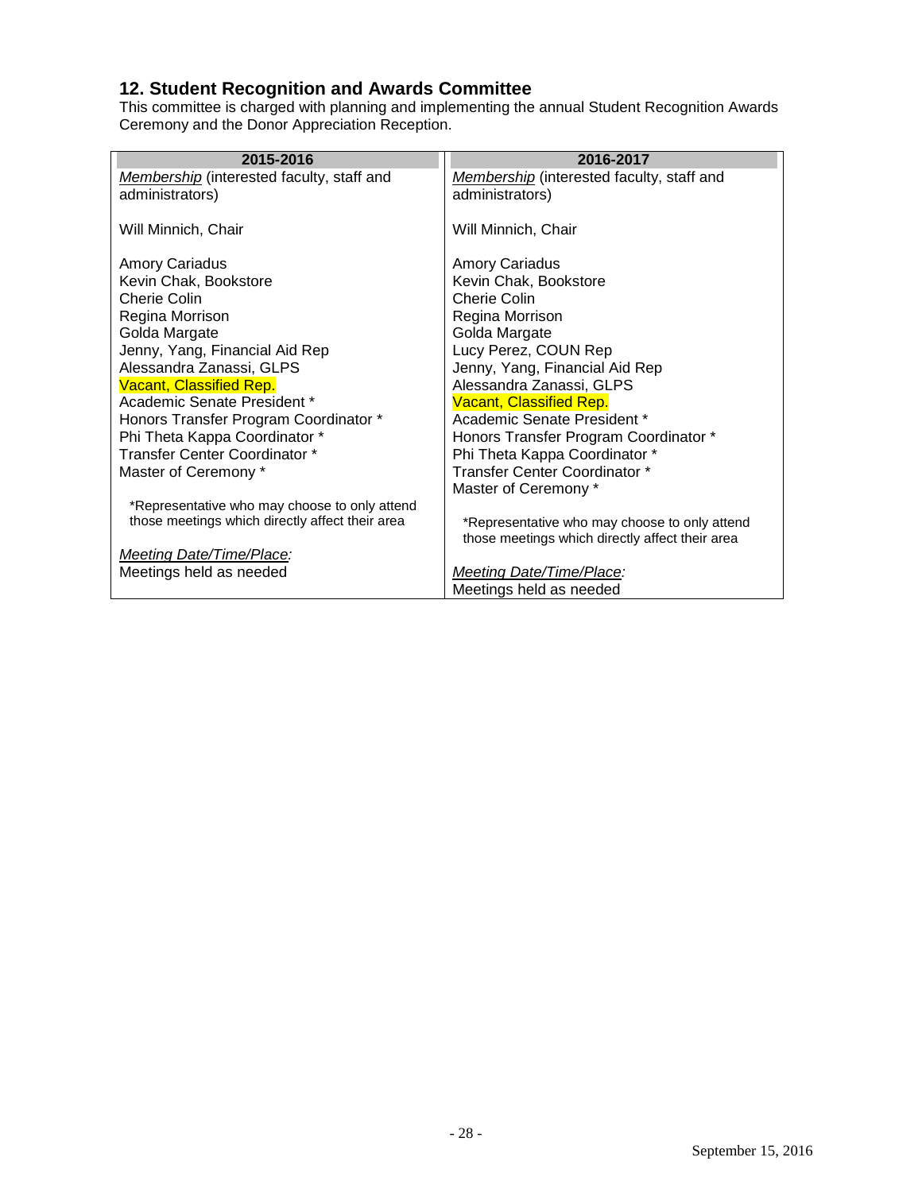## 12. Student Recognition and Awards Committee

This committee is charged with planning and implementing the annual Student Recognition Awards Ceremony and the Donor Appreciation Reception.

| 2015-2016 | 2016-2017 |
|---|---|
| *Membership* (interested faculty, staff and administrators) | *Membership* (interested faculty, staff and administrators) |
| Will Minnich, Chair | Will Minnich, Chair |
| Amory Cariadus<br>Kevin Chak, Bookstore<br>Cherie Colin<br>Regina Morrison<br>Golda Margate<br>Jenny, Yang, Financial Aid Rep<br>Alessandra Zanassi, GLPS<br>Vacant, Classified Rep.<br>Academic Senate President *<br>Honors Transfer Program Coordinator *<br>Phi Theta Kappa Coordinator *<br>Transfer Center Coordinator *<br>Master of Ceremony * | Amory Cariadus<br>Kevin Chak, Bookstore<br>Cherie Colin<br>Regina Morrison<br>Golda Margate<br>Lucy Perez, COUN Rep<br>Jenny, Yang, Financial Aid Rep<br>Alessandra Zanassi, GLPS<br>Vacant, Classified Rep.<br>Academic Senate President *<br>Honors Transfer Program Coordinator *<br>Phi Theta Kappa Coordinator *<br>Transfer Center Coordinator *<br>Master of Ceremony * |
| *Representative who may choose to only attend those meetings which directly affect their area | *Representative who may choose to only attend those meetings which directly affect their area |
| *Meeting Date/Time/Place:*<br>Meetings held as needed | *Meeting Date/Time/Place:*<br>Meetings held as needed |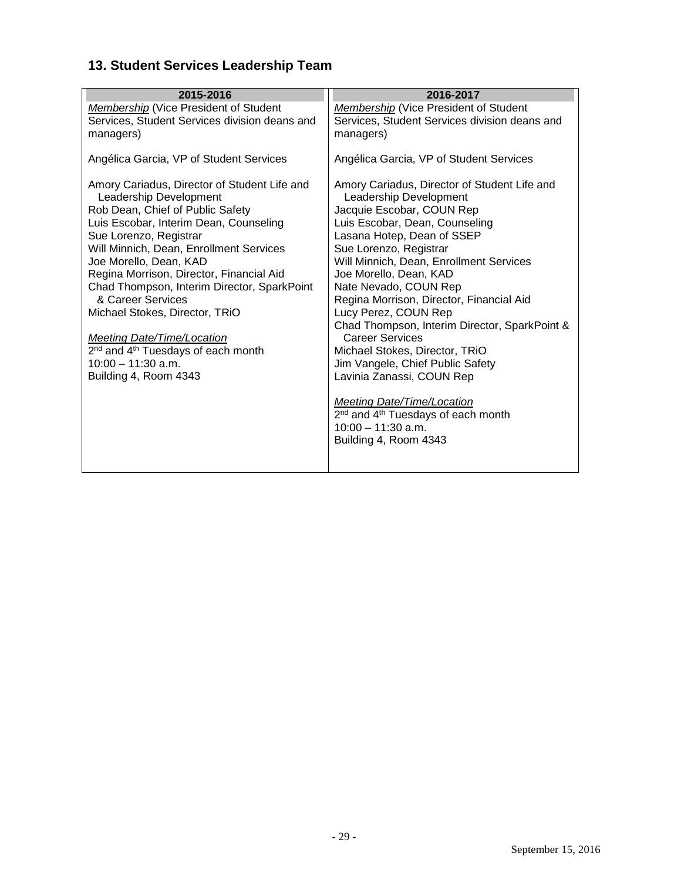## 13. Student Services Leadership Team

| 2015-2016 | 2016-2017 |
|---|---|
| *Membership* (Vice President of Student Services, Student Services division deans and managers)<br><br>Angélica Garcia, VP of Student Services<br><br>Amory Cariadus, Director of Student Life and Leadership Development<br>Rob Dean, Chief of Public Safety<br>Luis Escobar, Interim Dean, Counseling<br>Sue Lorenzo, Registrar<br>Will Minnich, Dean, Enrollment Services<br>Joe Morello, Dean, KAD<br>Regina Morrison, Director, Financial Aid<br>Chad Thompson, Interim Director, SparkPoint & Career Services<br>Michael Stokes, Director, TRiO<br><br>*Meeting Date/Time/Location*<br>2nd and 4th Tuesdays of each month<br>10:00 – 11:30 a.m.<br>Building 4, Room 4343 | *Membership* (Vice President of Student Services, Student Services division deans and managers)<br><br>Angélica Garcia, VP of Student Services<br><br>Amory Cariadus, Director of Student Life and Leadership Development<br>Jacquie Escobar, COUN Rep<br>Luis Escobar, Dean, Counseling<br>Lasana Hotep, Dean of SSEP<br>Sue Lorenzo, Registrar<br>Will Minnich, Dean, Enrollment Services<br>Joe Morello, Dean, KAD<br>Nate Nevado, COUN Rep<br>Regina Morrison, Director, Financial Aid<br>Lucy Perez, COUN Rep<br>Chad Thompson, Interim Director, SparkPoint & Career Services<br>Michael Stokes, Director, TRiO<br>Jim Vangele, Chief Public Safety<br>Lavinia Zanassi, COUN Rep<br><br>*Meeting Date/Time/Location*<br>2nd and 4th Tuesdays of each month<br>10:00 – 11:30 a.m.<br>Building 4, Room 4343 |

September 15, 2016